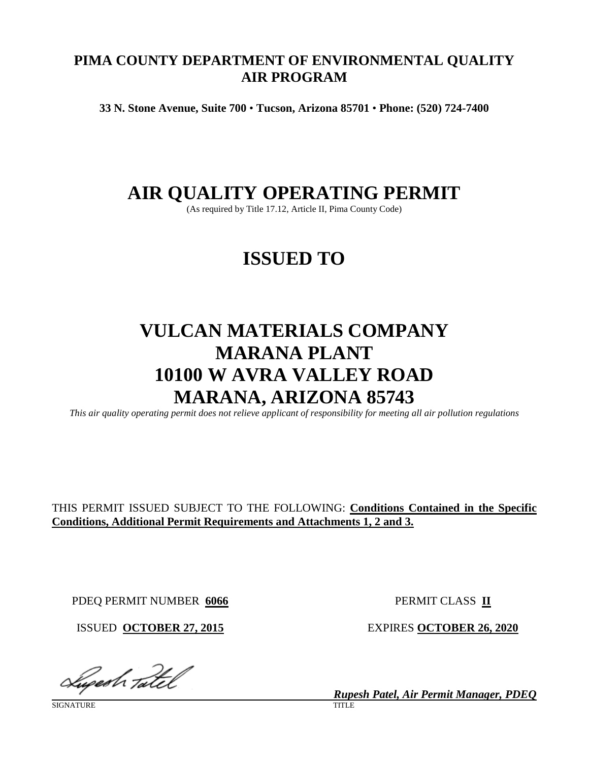**PIMA COUNTY DEPARTMENT OF ENVIRONMENTAL QUALITY**
**AIR PROGRAM**

**33 N. Stone Avenue, Suite 700 • Tucson, Arizona 85701 • Phone: (520) 724-7400**

# AIR QUALITY OPERATING PERMIT

(As required by Title 17.12, Article II, Pima County Code)

# ISSUED TO

# VULCAN MATERIALS COMPANY
# MARANA PLANT
# 10100 W AVRA VALLEY ROAD
# MARANA, ARIZONA 85743

*This air quality operating permit does not relieve applicant of responsibility for meeting all air pollution regulations*

THIS PERMIT ISSUED SUBJECT TO THE FOLLOWING: **Conditions Contained in the Specific Conditions, Additional Permit Requirements and Attachments 1, 2 and 3.**

PDEQ PERMIT NUMBER **6066** PERMIT CLASS **II**

ISSUED **OCTOBER 27, 2015** EXPIRES **OCTOBER 26, 2020**

SIGNATURE

TITLE: ***Rupesh Patel, Air Permit Manager, PDEQ***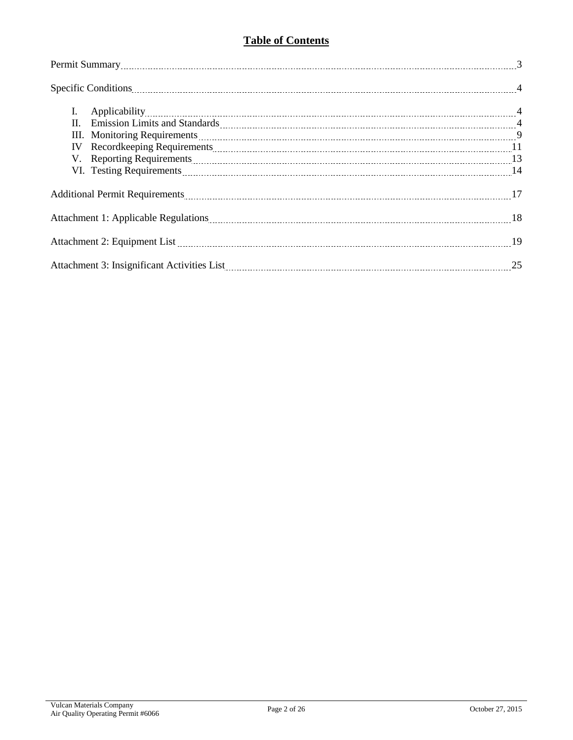# Table of Contents

Permit Summary ..... 3

Specific Conditions ..... 4

I. Applicability ..... 4
II. Emission Limits and Standards ..... 4
III. Monitoring Requirements ..... 9
IV Recordkeeping Requirements ..... 11
V. Reporting Requirements ..... 13
VI. Testing Requirements ..... 14

Additional Permit Requirements ..... 17

Attachment 1: Applicable Regulations ..... 18

Attachment 2: Equipment List ..... 19

Attachment 3: Insignificant Activities List ..... 25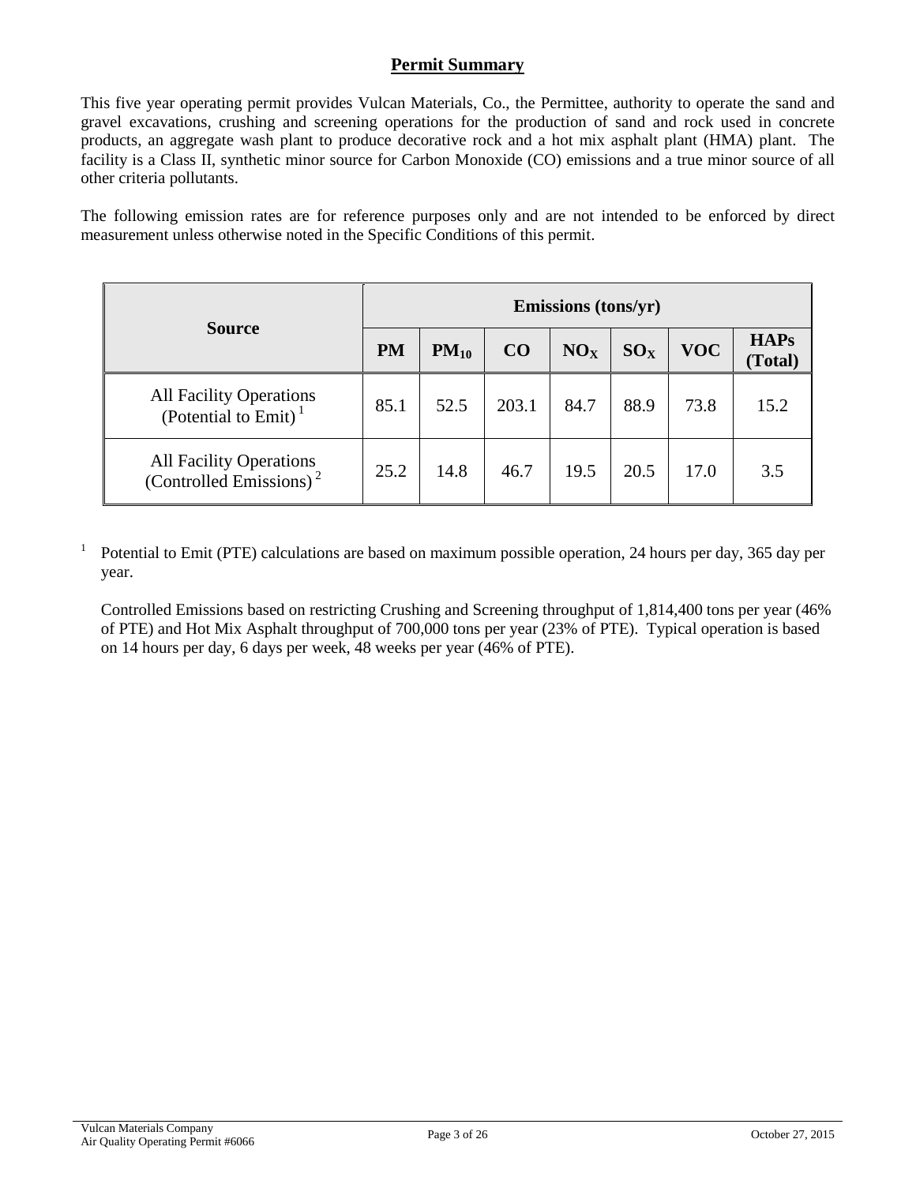## Permit Summary

This five year operating permit provides Vulcan Materials, Co., the Permittee, authority to operate the sand and gravel excavations, crushing and screening operations for the production of sand and rock used in concrete products, an aggregate wash plant to produce decorative rock and a hot mix asphalt plant (HMA) plant. The facility is a Class II, synthetic minor source for Carbon Monoxide (CO) emissions and a true minor source of all other criteria pollutants.

The following emission rates are for reference purposes only and are not intended to be enforced by direct measurement unless otherwise noted in the Specific Conditions of this permit.

| Source | Emissions (tons/yr) | | | | | | |
|---|---|---|---|---|---|---|---|
| | PM | $PM_{10}$ | CO | $NO_X$ | $SO_X$ | VOC | HAPs (Total) |
| All Facility Operations (Potential to Emit) [1] | 85.1 | 52.5 | 203.1 | 84.7 | 88.9 | 73.8 | 15.2 |
| All Facility Operations (Controlled Emissions) [2] | 25.2 | 14.8 | 46.7 | 19.5 | 20.5 | 17.0 | 3.5 |

[1] Potential to Emit (PTE) calculations are based on maximum possible operation, 24 hours per day, 365 day per year.

Controlled Emissions based on restricting Crushing and Screening throughput of 1,814,400 tons per year (46% of PTE) and Hot Mix Asphalt throughput of 700,000 tons per year (23% of PTE). Typical operation is based on 14 hours per day, 6 days per week, 48 weeks per year (46% of PTE).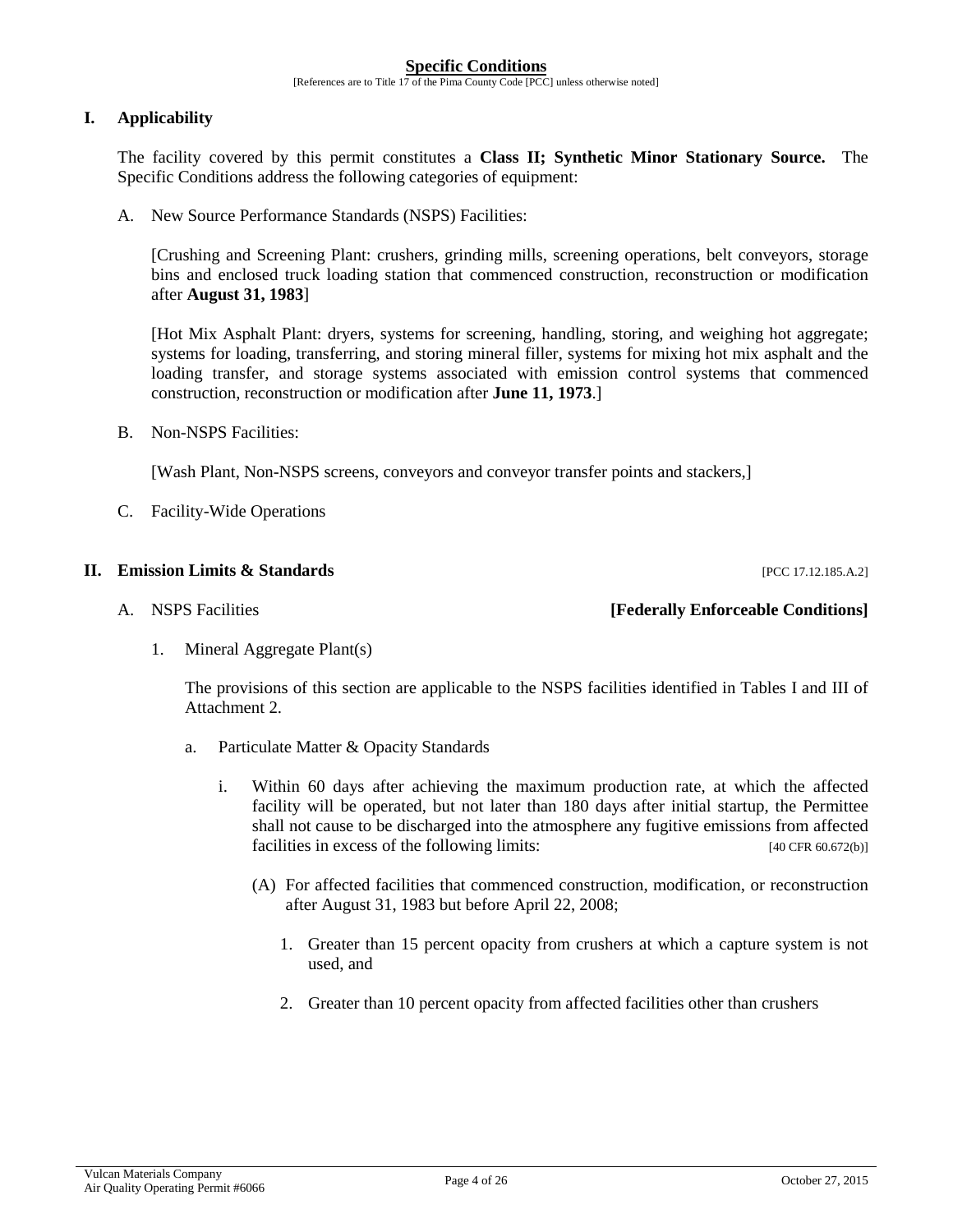## Specific Conditions

[References are to Title 17 of the Pima County Code [PCC] unless otherwise noted]

### I. Applicability

The facility covered by this permit constitutes a **Class II; Synthetic Minor Stationary Source.** The Specific Conditions address the following categories of equipment:

A. New Source Performance Standards (NSPS) Facilities:

[Crushing and Screening Plant: crushers, grinding mills, screening operations, belt conveyors, storage bins and enclosed truck loading station that commenced construction, reconstruction or modification after **August 31, 1983**]

[Hot Mix Asphalt Plant: dryers, systems for screening, handling, storing, and weighing hot aggregate; systems for loading, transferring, and storing mineral filler, systems for mixing hot mix asphalt and the loading transfer, and storage systems associated with emission control systems that commenced construction, reconstruction or modification after **June 11, 1973**.]

B. Non-NSPS Facilities:

[Wash Plant, Non-NSPS screens, conveyors and conveyor transfer points and stackers,]

C. Facility-Wide Operations

### II. Emission Limits & Standards [PCC 17.12.185.A.2]

A. NSPS Facilities **[Federally Enforceable Conditions]**

1. Mineral Aggregate Plant(s)

The provisions of this section are applicable to the NSPS facilities identified in Tables I and III of Attachment 2.

a. Particulate Matter & Opacity Standards

i. Within 60 days after achieving the maximum production rate, at which the affected facility will be operated, but not later than 180 days after initial startup, the Permittee shall not cause to be discharged into the atmosphere any fugitive emissions from affected facilities in excess of the following limits: [40 CFR 60.672(b)]

(A) For affected facilities that commenced construction, modification, or reconstruction after August 31, 1983 but before April 22, 2008;

1. Greater than 15 percent opacity from crushers at which a capture system is not used, and

2. Greater than 10 percent opacity from affected facilities other than crushers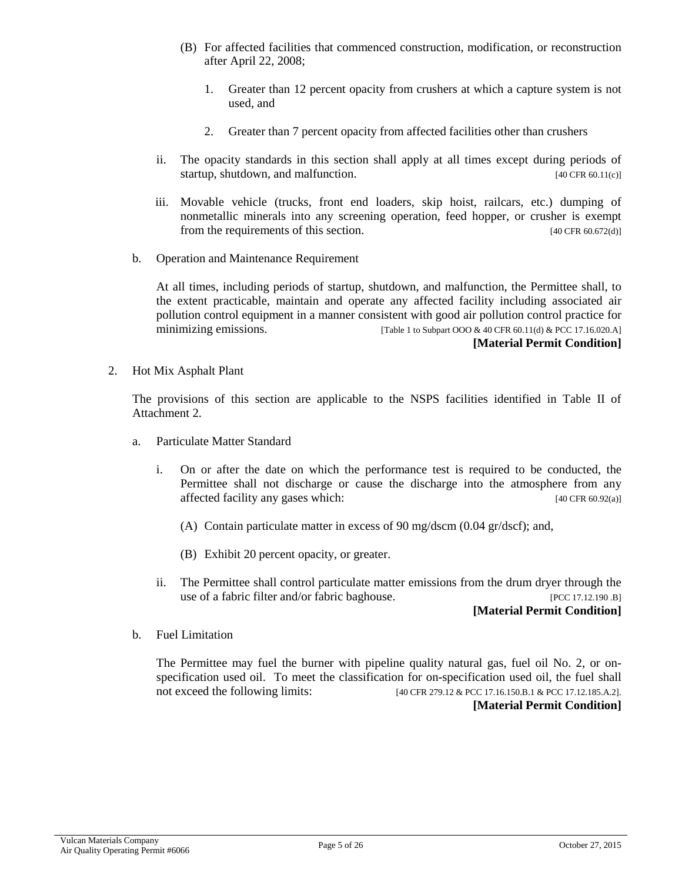(B) For affected facilities that commenced construction, modification, or reconstruction after April 22, 2008;

1. Greater than 12 percent opacity from crushers at which a capture system is not used, and

2. Greater than 7 percent opacity from affected facilities other than crushers

ii. The opacity standards in this section shall apply at all times except during periods of startup, shutdown, and malfunction. [40 CFR 60.11(c)]

iii. Movable vehicle (trucks, front end loaders, skip hoist, railcars, etc.) dumping of nonmetallic minerals into any screening operation, feed hopper, or crusher is exempt from the requirements of this section. [40 CFR 60.672(d)]

b. Operation and Maintenance Requirement

At all times, including periods of startup, shutdown, and malfunction, the Permittee shall, to the extent practicable, maintain and operate any affected facility including associated air pollution control equipment in a manner consistent with good air pollution control practice for minimizing emissions. [Table 1 to Subpart OOO & 40 CFR 60.11(d) & PCC 17.16.020.A]

**[Material Permit Condition]**

2. Hot Mix Asphalt Plant

The provisions of this section are applicable to the NSPS facilities identified in Table II of Attachment 2.

a. Particulate Matter Standard

i. On or after the date on which the performance test is required to be conducted, the Permittee shall not discharge or cause the discharge into the atmosphere from any affected facility any gases which: [40 CFR 60.92(a)]

(A) Contain particulate matter in excess of 90 mg/dscm (0.04 gr/dscf); and,

(B) Exhibit 20 percent opacity, or greater.

ii. The Permittee shall control particulate matter emissions from the drum dryer through the use of a fabric filter and/or fabric baghouse. [PCC 17.12.190 .B]

**[Material Permit Condition]**

b. Fuel Limitation

The Permittee may fuel the burner with pipeline quality natural gas, fuel oil No. 2, or on-specification used oil. To meet the classification for on-specification used oil, the fuel shall not exceed the following limits: [40 CFR 279.12 & PCC 17.16.150.B.1 & PCC 17.12.185.A.2].

**[Material Permit Condition]**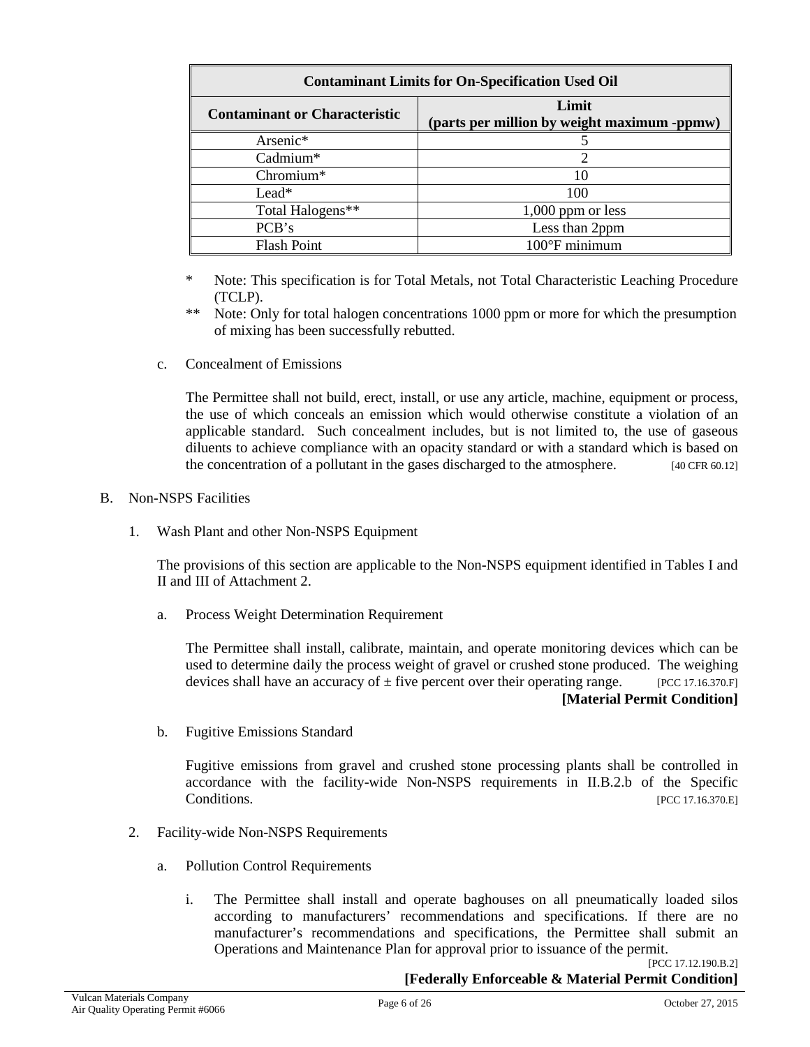| Contaminant Limits for On-Specification Used Oil | |
|---|---|
| **Contaminant or Characteristic** | **Limit (parts per million by weight maximum -ppmw)** |
| Arsenic* | 5 |
| Cadmium* | 2 |
| Chromium* | 10 |
| Lead* | 100 |
| Total Halogens** | 1,000 ppm or less |
| PCB's | Less than 2ppm |
| Flash Point | 100°F minimum |

\* Note: This specification is for Total Metals, not Total Characteristic Leaching Procedure (TCLP).

\** Note: Only for total halogen concentrations 1000 ppm or more for which the presumption of mixing has been successfully rebutted.

c. Concealment of Emissions

The Permittee shall not build, erect, install, or use any article, machine, equipment or process, the use of which conceals an emission which would otherwise constitute a violation of an applicable standard. Such concealment includes, but is not limited to, the use of gaseous diluents to achieve compliance with an opacity standard or with a standard which is based on the concentration of a pollutant in the gases discharged to the atmosphere. [40 CFR 60.12]

B. Non-NSPS Facilities

1. Wash Plant and other Non-NSPS Equipment

The provisions of this section are applicable to the Non-NSPS equipment identified in Tables I and II and III of Attachment 2.

a. Process Weight Determination Requirement

The Permittee shall install, calibrate, maintain, and operate monitoring devices which can be used to determine daily the process weight of gravel or crushed stone produced. The weighing devices shall have an accuracy of ± five percent over their operating range. [PCC 17.16.370.F]

**[Material Permit Condition]**

b. Fugitive Emissions Standard

Fugitive emissions from gravel and crushed stone processing plants shall be controlled in accordance with the facility-wide Non-NSPS requirements in II.B.2.b of the Specific Conditions. [PCC 17.16.370.E]

2. Facility-wide Non-NSPS Requirements

a. Pollution Control Requirements

i. The Permittee shall install and operate baghouses on all pneumatically loaded silos according to manufacturers' recommendations and specifications. If there are no manufacturer's recommendations and specifications, the Permittee shall submit an Operations and Maintenance Plan for approval prior to issuance of the permit. [PCC 17.12.190.B.2]

**[Federally Enforceable & Material Permit Condition]**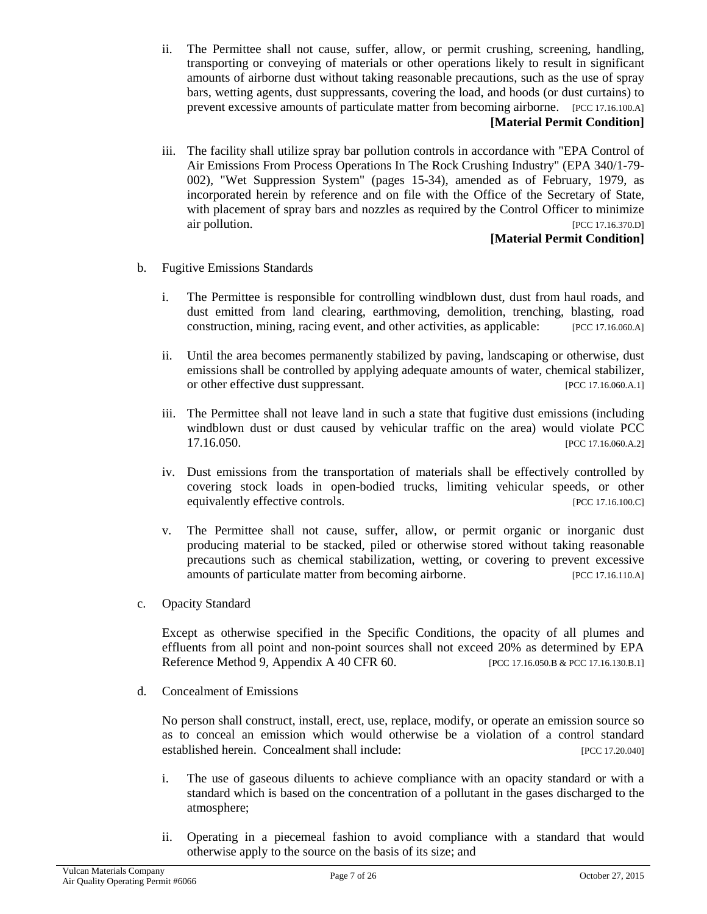ii. The Permittee shall not cause, suffer, allow, or permit crushing, screening, handling, transporting or conveying of materials or other operations likely to result in significant amounts of airborne dust without taking reasonable precautions, such as the use of spray bars, wetting agents, dust suppressants, covering the load, and hoods (or dust curtains) to prevent excessive amounts of particulate matter from becoming airborne. [PCC 17.16.100.A]

**[Material Permit Condition]**

iii. The facility shall utilize spray bar pollution controls in accordance with "EPA Control of Air Emissions From Process Operations In The Rock Crushing Industry" (EPA 340/1-79-002), "Wet Suppression System" (pages 15-34), amended as of February, 1979, as incorporated herein by reference and on file with the Office of the Secretary of State, with placement of spray bars and nozzles as required by the Control Officer to minimize air pollution. [PCC 17.16.370.D]

**[Material Permit Condition]**

b. Fugitive Emissions Standards

i. The Permittee is responsible for controlling windblown dust, dust from haul roads, and dust emitted from land clearing, earthmoving, demolition, trenching, blasting, road construction, mining, racing event, and other activities, as applicable: [PCC 17.16.060.A]

ii. Until the area becomes permanently stabilized by paving, landscaping or otherwise, dust emissions shall be controlled by applying adequate amounts of water, chemical stabilizer, or other effective dust suppressant. [PCC 17.16.060.A.1]

iii. The Permittee shall not leave land in such a state that fugitive dust emissions (including windblown dust or dust caused by vehicular traffic on the area) would violate PCC 17.16.050. [PCC 17.16.060.A.2]

iv. Dust emissions from the transportation of materials shall be effectively controlled by covering stock loads in open-bodied trucks, limiting vehicular speeds, or other equivalently effective controls. [PCC 17.16.100.C]

v. The Permittee shall not cause, suffer, allow, or permit organic or inorganic dust producing material to be stacked, piled or otherwise stored without taking reasonable precautions such as chemical stabilization, wetting, or covering to prevent excessive amounts of particulate matter from becoming airborne. [PCC 17.16.110.A]

c. Opacity Standard

Except as otherwise specified in the Specific Conditions, the opacity of all plumes and effluents from all point and non-point sources shall not exceed 20% as determined by EPA Reference Method 9, Appendix A 40 CFR 60. [PCC 17.16.050.B & PCC 17.16.130.B.1]

d. Concealment of Emissions

No person shall construct, install, erect, use, replace, modify, or operate an emission source so as to conceal an emission which would otherwise be a violation of a control standard established herein. Concealment shall include: [PCC 17.20.040]

i. The use of gaseous diluents to achieve compliance with an opacity standard or with a standard which is based on the concentration of a pollutant in the gases discharged to the atmosphere;

ii. Operating in a piecemeal fashion to avoid compliance with a standard that would otherwise apply to the source on the basis of its size; and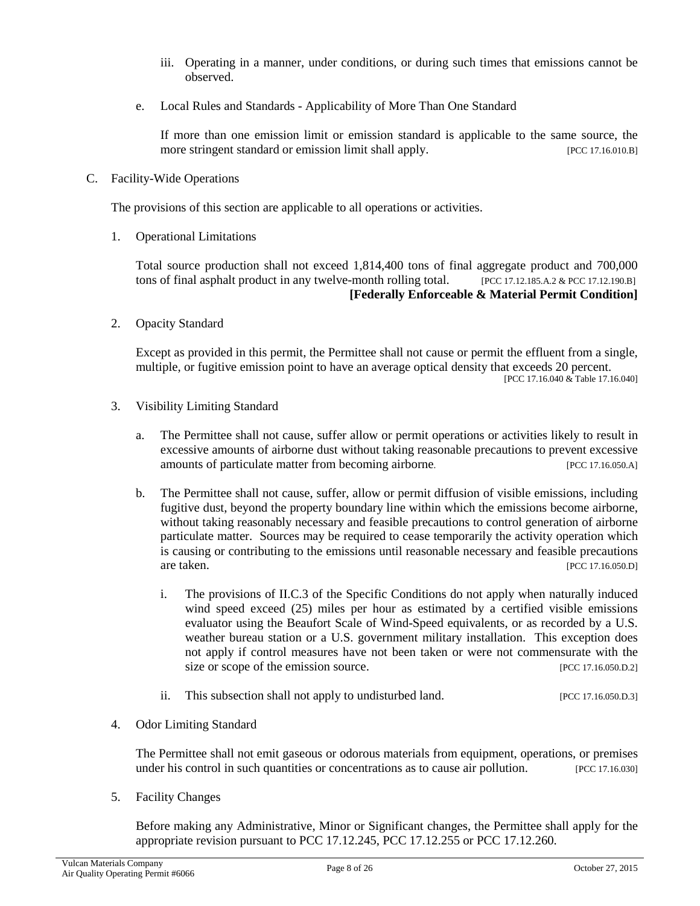iii. Operating in a manner, under conditions, or during such times that emissions cannot be observed.

e. Local Rules and Standards - Applicability of More Than One Standard

If more than one emission limit or emission standard is applicable to the same source, the more stringent standard or emission limit shall apply. [PCC 17.16.010.B]

C. Facility-Wide Operations

The provisions of this section are applicable to all operations or activities.

1. Operational Limitations

Total source production shall not exceed 1,814,400 tons of final aggregate product and 700,000 tons of final asphalt product in any twelve-month rolling total. [PCC 17.12.185.A.2 & PCC 17.12.190.B]
**[Federally Enforceable & Material Permit Condition]**

2. Opacity Standard

Except as provided in this permit, the Permittee shall not cause or permit the effluent from a single, multiple, or fugitive emission point to have an average optical density that exceeds 20 percent. [PCC 17.16.040 & Table 17.16.040]

3. Visibility Limiting Standard

a. The Permittee shall not cause, suffer allow or permit operations or activities likely to result in excessive amounts of airborne dust without taking reasonable precautions to prevent excessive amounts of particulate matter from becoming airborne. [PCC 17.16.050.A]

b. The Permittee shall not cause, suffer, allow or permit diffusion of visible emissions, including fugitive dust, beyond the property boundary line within which the emissions become airborne, without taking reasonably necessary and feasible precautions to control generation of airborne particulate matter. Sources may be required to cease temporarily the activity operation which is causing or contributing to the emissions until reasonable necessary and feasible precautions are taken. [PCC 17.16.050.D]

i. The provisions of II.C.3 of the Specific Conditions do not apply when naturally induced wind speed exceed (25) miles per hour as estimated by a certified visible emissions evaluator using the Beaufort Scale of Wind-Speed equivalents, or as recorded by a U.S. weather bureau station or a U.S. government military installation. This exception does not apply if control measures have not been taken or were not commensurate with the size or scope of the emission source. [PCC 17.16.050.D.2]

ii. This subsection shall not apply to undisturbed land. [PCC 17.16.050.D.3]

4. Odor Limiting Standard

The Permittee shall not emit gaseous or odorous materials from equipment, operations, or premises under his control in such quantities or concentrations as to cause air pollution. [PCC 17.16.030]

5. Facility Changes

Before making any Administrative, Minor or Significant changes, the Permittee shall apply for the appropriate revision pursuant to PCC 17.12.245, PCC 17.12.255 or PCC 17.12.260.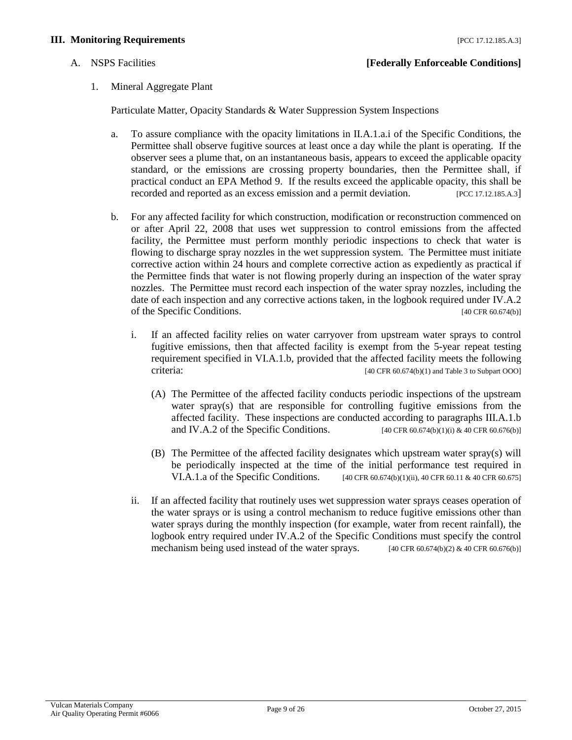## III. Monitoring Requirements [PCC 17.12.185.A.3]

### A. NSPS Facilities **[Federally Enforceable Conditions]**

1. Mineral Aggregate Plant

   Particulate Matter, Opacity Standards & Water Suppression System Inspections

   a. To assure compliance with the opacity limitations in II.A.1.a.i of the Specific Conditions, the Permittee shall observe fugitive sources at least once a day while the plant is operating. If the observer sees a plume that, on an instantaneous basis, appears to exceed the applicable opacity standard, or the emissions are crossing property boundaries, then the Permittee shall, if practical conduct an EPA Method 9. If the results exceed the applicable opacity, this shall be recorded and reported as an excess emission and a permit deviation. [PCC 17.12.185.A.3]

   b. For any affected facility for which construction, modification or reconstruction commenced on or after April 22, 2008 that uses wet suppression to control emissions from the affected facility, the Permittee must perform monthly periodic inspections to check that water is flowing to discharge spray nozzles in the wet suppression system. The Permittee must initiate corrective action within 24 hours and complete corrective action as expediently as practical if the Permittee finds that water is not flowing properly during an inspection of the water spray nozzles. The Permittee must record each inspection of the water spray nozzles, including the date of each inspection and any corrective actions taken, in the logbook required under IV.A.2 of the Specific Conditions. [40 CFR 60.674(b)]

      i. If an affected facility relies on water carryover from upstream water sprays to control fugitive emissions, then that affected facility is exempt from the 5-year repeat testing requirement specified in VI.A.1.b, provided that the affected facility meets the following criteria: [40 CFR 60.674(b)(1) and Table 3 to Subpart OOO]

         (A) The Permittee of the affected facility conducts periodic inspections of the upstream water spray(s) that are responsible for controlling fugitive emissions from the affected facility. These inspections are conducted according to paragraphs III.A.1.b and IV.A.2 of the Specific Conditions. [40 CFR 60.674(b)(1)(i) & 40 CFR 60.676(b)]

         (B) The Permittee of the affected facility designates which upstream water spray(s) will be periodically inspected at the time of the initial performance test required in VI.A.1.a of the Specific Conditions. [40 CFR 60.674(b)(1)(ii), 40 CFR 60.11 & 40 CFR 60.675]

      ii. If an affected facility that routinely uses wet suppression water sprays ceases operation of the water sprays or is using a control mechanism to reduce fugitive emissions other than water sprays during the monthly inspection (for example, water from recent rainfall), the logbook entry required under IV.A.2 of the Specific Conditions must specify the control mechanism being used instead of the water sprays. [40 CFR 60.674(b)(2) & 40 CFR 60.676(b)]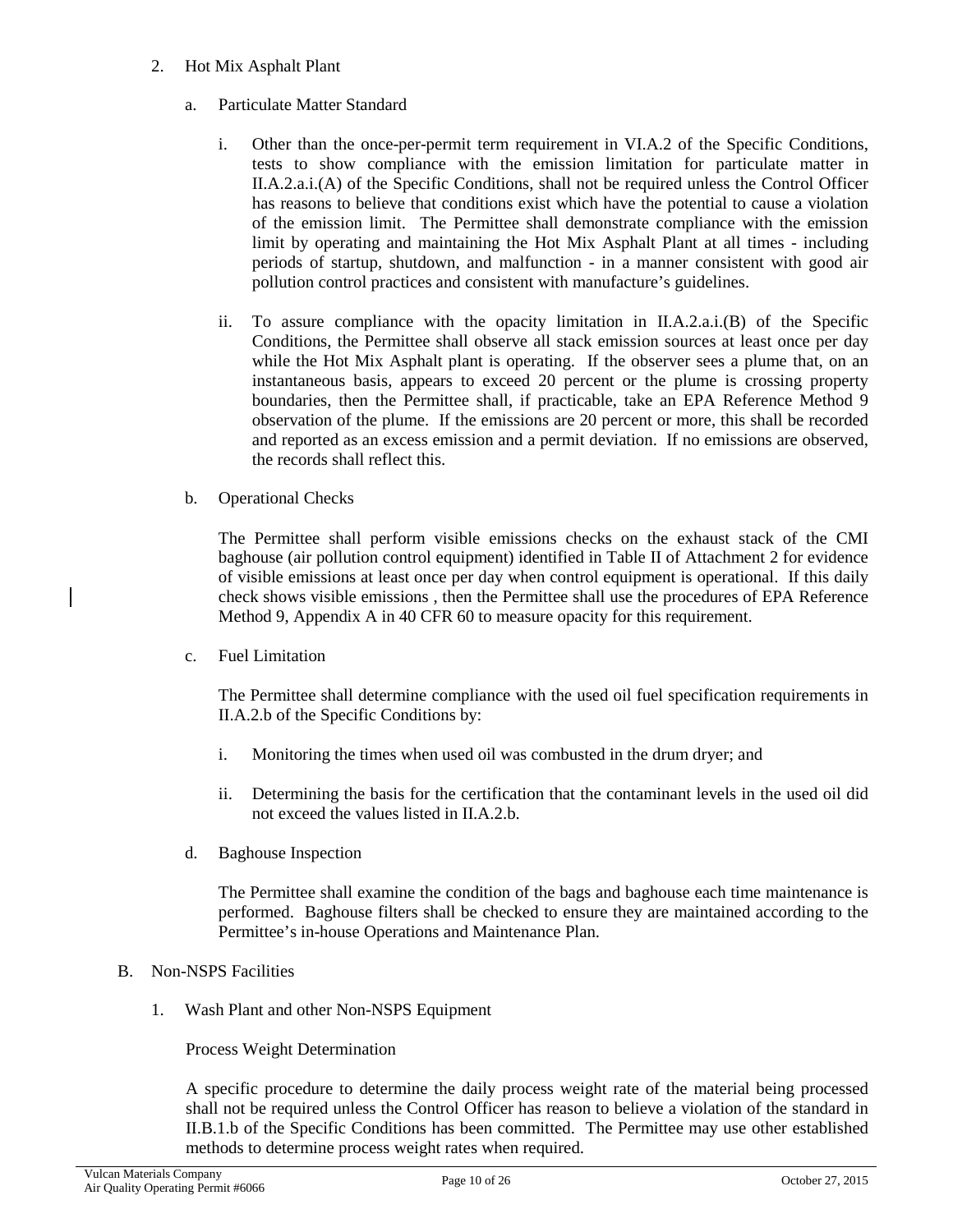2. Hot Mix Asphalt Plant

   a. Particulate Matter Standard

      i. Other than the once-per-permit term requirement in VI.A.2 of the Specific Conditions, tests to show compliance with the emission limitation for particulate matter in II.A.2.a.i.(A) of the Specific Conditions, shall not be required unless the Control Officer has reasons to believe that conditions exist which have the potential to cause a violation of the emission limit. The Permittee shall demonstrate compliance with the emission limit by operating and maintaining the Hot Mix Asphalt Plant at all times - including periods of startup, shutdown, and malfunction - in a manner consistent with good air pollution control practices and consistent with manufacture's guidelines.

      ii. To assure compliance with the opacity limitation in II.A.2.a.i.(B) of the Specific Conditions, the Permittee shall observe all stack emission sources at least once per day while the Hot Mix Asphalt plant is operating. If the observer sees a plume that, on an instantaneous basis, appears to exceed 20 percent or the plume is crossing property boundaries, then the Permittee shall, if practicable, take an EPA Reference Method 9 observation of the plume. If the emissions are 20 percent or more, this shall be recorded and reported as an excess emission and a permit deviation. If no emissions are observed, the records shall reflect this.

   b. Operational Checks

      The Permittee shall perform visible emissions checks on the exhaust stack of the CMI baghouse (air pollution control equipment) identified in Table II of Attachment 2 for evidence of visible emissions at least once per day when control equipment is operational. If this daily check shows visible emissions , then the Permittee shall use the procedures of EPA Reference Method 9, Appendix A in 40 CFR 60 to measure opacity for this requirement.

   c. Fuel Limitation

      The Permittee shall determine compliance with the used oil fuel specification requirements in II.A.2.b of the Specific Conditions by:

      i. Monitoring the times when used oil was combusted in the drum dryer; and

      ii. Determining the basis for the certification that the contaminant levels in the used oil did not exceed the values listed in II.A.2.b.

   d. Baghouse Inspection

      The Permittee shall examine the condition of the bags and baghouse each time maintenance is performed. Baghouse filters shall be checked to ensure they are maintained according to the Permittee's in-house Operations and Maintenance Plan.

B. Non-NSPS Facilities

   1. Wash Plant and other Non-NSPS Equipment

      Process Weight Determination

      A specific procedure to determine the daily process weight rate of the material being processed shall not be required unless the Control Officer has reason to believe a violation of the standard in II.B.1.b of the Specific Conditions has been committed. The Permittee may use other established methods to determine process weight rates when required.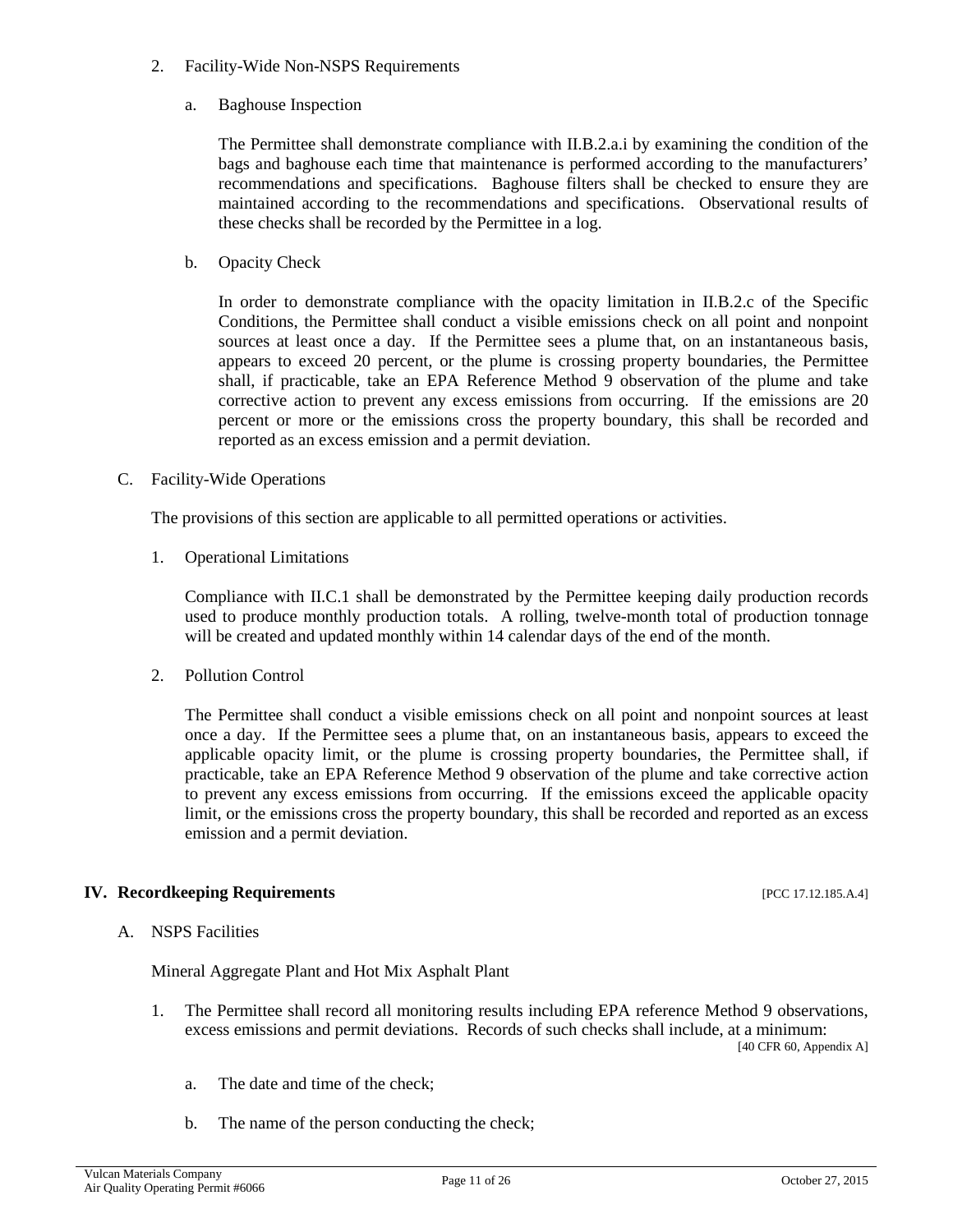2. Facility-Wide Non-NSPS Requirements

   a. Baghouse Inspection

      The Permittee shall demonstrate compliance with II.B.2.a.i by examining the condition of the bags and baghouse each time that maintenance is performed according to the manufacturers' recommendations and specifications. Baghouse filters shall be checked to ensure they are maintained according to the recommendations and specifications. Observational results of these checks shall be recorded by the Permittee in a log.

   b. Opacity Check

      In order to demonstrate compliance with the opacity limitation in II.B.2.c of the Specific Conditions, the Permittee shall conduct a visible emissions check on all point and nonpoint sources at least once a day. If the Permittee sees a plume that, on an instantaneous basis, appears to exceed 20 percent, or the plume is crossing property boundaries, the Permittee shall, if practicable, take an EPA Reference Method 9 observation of the plume and take corrective action to prevent any excess emissions from occurring. If the emissions are 20 percent or more or the emissions cross the property boundary, this shall be recorded and reported as an excess emission and a permit deviation.

C. Facility-Wide Operations

The provisions of this section are applicable to all permitted operations or activities.

1. Operational Limitations

   Compliance with II.C.1 shall be demonstrated by the Permittee keeping daily production records used to produce monthly production totals. A rolling, twelve-month total of production tonnage will be created and updated monthly within 14 calendar days of the end of the month.

2. Pollution Control

   The Permittee shall conduct a visible emissions check on all point and nonpoint sources at least once a day. If the Permittee sees a plume that, on an instantaneous basis, appears to exceed the applicable opacity limit, or the plume is crossing property boundaries, the Permittee shall, if practicable, take an EPA Reference Method 9 observation of the plume and take corrective action to prevent any excess emissions from occurring. If the emissions exceed the applicable opacity limit, or the emissions cross the property boundary, this shall be recorded and reported as an excess emission and a permit deviation.

## IV. Recordkeeping Requirements [PCC 17.12.185.A.4]

A. NSPS Facilities

Mineral Aggregate Plant and Hot Mix Asphalt Plant

1. The Permittee shall record all monitoring results including EPA reference Method 9 observations, excess emissions and permit deviations. Records of such checks shall include, at a minimum: [40 CFR 60, Appendix A]

   a. The date and time of the check;

   b. The name of the person conducting the check;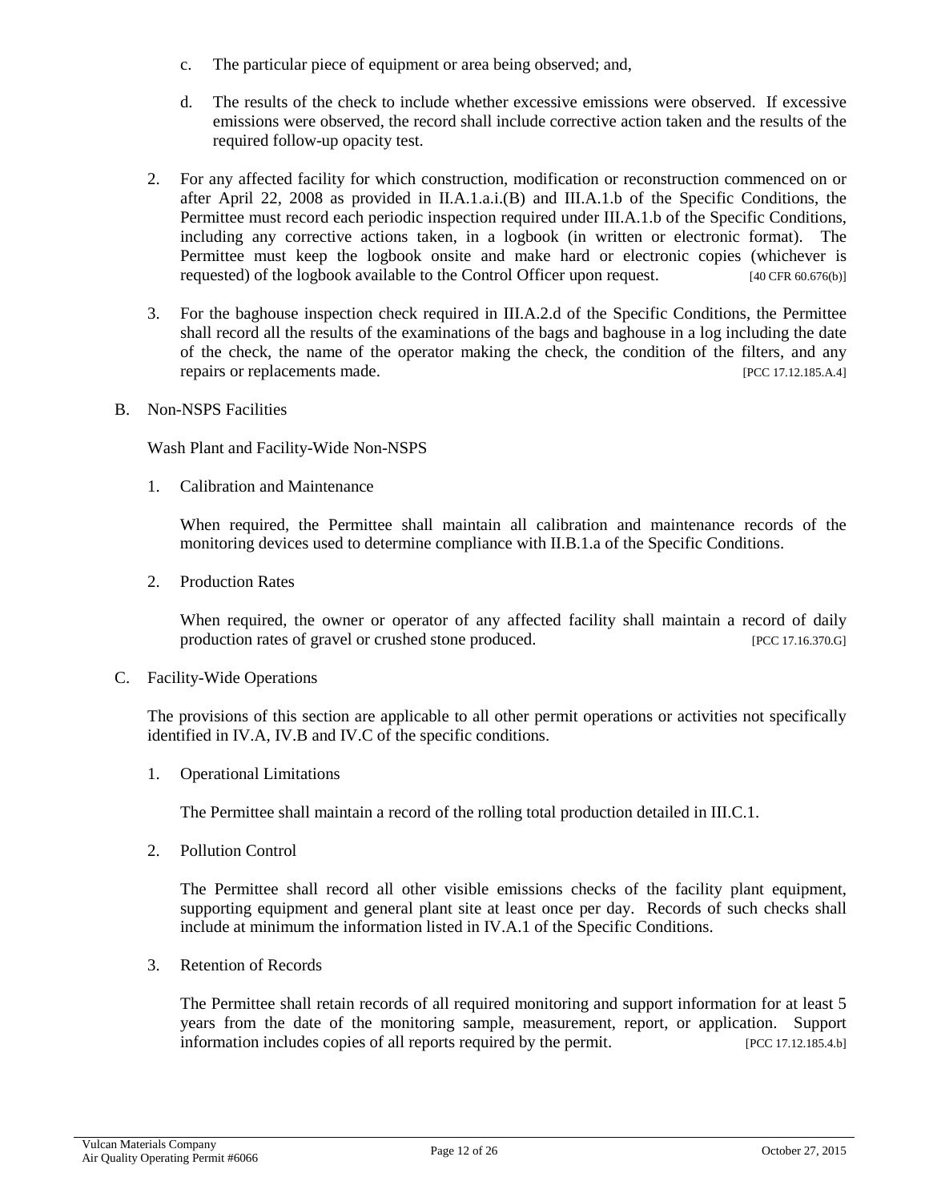c. The particular piece of equipment or area being observed; and,

d. The results of the check to include whether excessive emissions were observed. If excessive emissions were observed, the record shall include corrective action taken and the results of the required follow-up opacity test.

2. For any affected facility for which construction, modification or reconstruction commenced on or after April 22, 2008 as provided in II.A.1.a.i.(B) and III.A.1.b of the Specific Conditions, the Permittee must record each periodic inspection required under III.A.1.b of the Specific Conditions, including any corrective actions taken, in a logbook (in written or electronic format). The Permittee must keep the logbook onsite and make hard or electronic copies (whichever is requested) of the logbook available to the Control Officer upon request. [40 CFR 60.676(b)]

3. For the baghouse inspection check required in III.A.2.d of the Specific Conditions, the Permittee shall record all the results of the examinations of the bags and baghouse in a log including the date of the check, the name of the operator making the check, the condition of the filters, and any repairs or replacements made. [PCC 17.12.185.A.4]

B. Non-NSPS Facilities

Wash Plant and Facility-Wide Non-NSPS

1. Calibration and Maintenance

   When required, the Permittee shall maintain all calibration and maintenance records of the monitoring devices used to determine compliance with II.B.1.a of the Specific Conditions.

2. Production Rates

   When required, the owner or operator of any affected facility shall maintain a record of daily production rates of gravel or crushed stone produced. [PCC 17.16.370.G]

C. Facility-Wide Operations

The provisions of this section are applicable to all other permit operations or activities not specifically identified in IV.A, IV.B and IV.C of the specific conditions.

1. Operational Limitations

   The Permittee shall maintain a record of the rolling total production detailed in III.C.1.

2. Pollution Control

   The Permittee shall record all other visible emissions checks of the facility plant equipment, supporting equipment and general plant site at least once per day. Records of such checks shall include at minimum the information listed in IV.A.1 of the Specific Conditions.

3. Retention of Records

   The Permittee shall retain records of all required monitoring and support information for at least 5 years from the date of the monitoring sample, measurement, report, or application. Support information includes copies of all reports required by the permit. [PCC 17.12.185.4.b]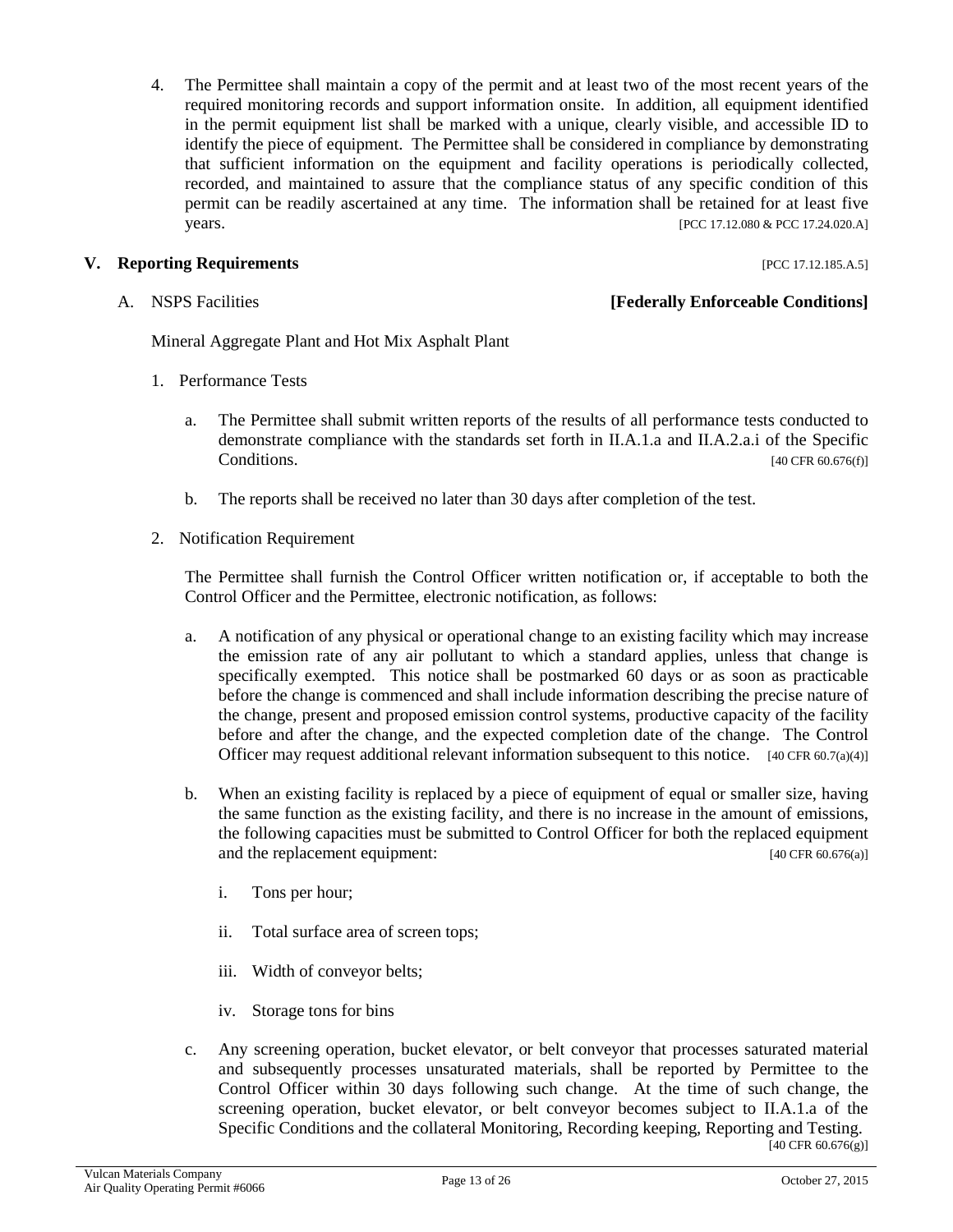4. The Permittee shall maintain a copy of the permit and at least two of the most recent years of the required monitoring records and support information onsite. In addition, all equipment identified in the permit equipment list shall be marked with a unique, clearly visible, and accessible ID to identify the piece of equipment. The Permittee shall be considered in compliance by demonstrating that sufficient information on the equipment and facility operations is periodically collected, recorded, and maintained to assure that the compliance status of any specific condition of this permit can be readily ascertained at any time. The information shall be retained for at least five years. [PCC 17.12.080 & PCC 17.24.020.A]

## V. Reporting Requirements [PCC 17.12.185.A.5]

A. NSPS Facilities **[Federally Enforceable Conditions]**

Mineral Aggregate Plant and Hot Mix Asphalt Plant

1. Performance Tests

   a. The Permittee shall submit written reports of the results of all performance tests conducted to demonstrate compliance with the standards set forth in II.A.1.a and II.A.2.a.i of the Specific Conditions. [40 CFR 60.676(f)]

   b. The reports shall be received no later than 30 days after completion of the test.

2. Notification Requirement

   The Permittee shall furnish the Control Officer written notification or, if acceptable to both the Control Officer and the Permittee, electronic notification, as follows:

   a. A notification of any physical or operational change to an existing facility which may increase the emission rate of any air pollutant to which a standard applies, unless that change is specifically exempted. This notice shall be postmarked 60 days or as soon as practicable before the change is commenced and shall include information describing the precise nature of the change, present and proposed emission control systems, productive capacity of the facility before and after the change, and the expected completion date of the change. The Control Officer may request additional relevant information subsequent to this notice. [40 CFR 60.7(a)(4)]

   b. When an existing facility is replaced by a piece of equipment of equal or smaller size, having the same function as the existing facility, and there is no increase in the amount of emissions, the following capacities must be submitted to Control Officer for both the replaced equipment and the replacement equipment: [40 CFR 60.676(a)]

      i. Tons per hour;

      ii. Total surface area of screen tops;

      iii. Width of conveyor belts;

      iv. Storage tons for bins

   c. Any screening operation, bucket elevator, or belt conveyor that processes saturated material and subsequently processes unsaturated materials, shall be reported by Permittee to the Control Officer within 30 days following such change. At the time of such change, the screening operation, bucket elevator, or belt conveyor becomes subject to II.A.1.a of the Specific Conditions and the collateral Monitoring, Recording keeping, Reporting and Testing. [40 CFR 60.676(g)]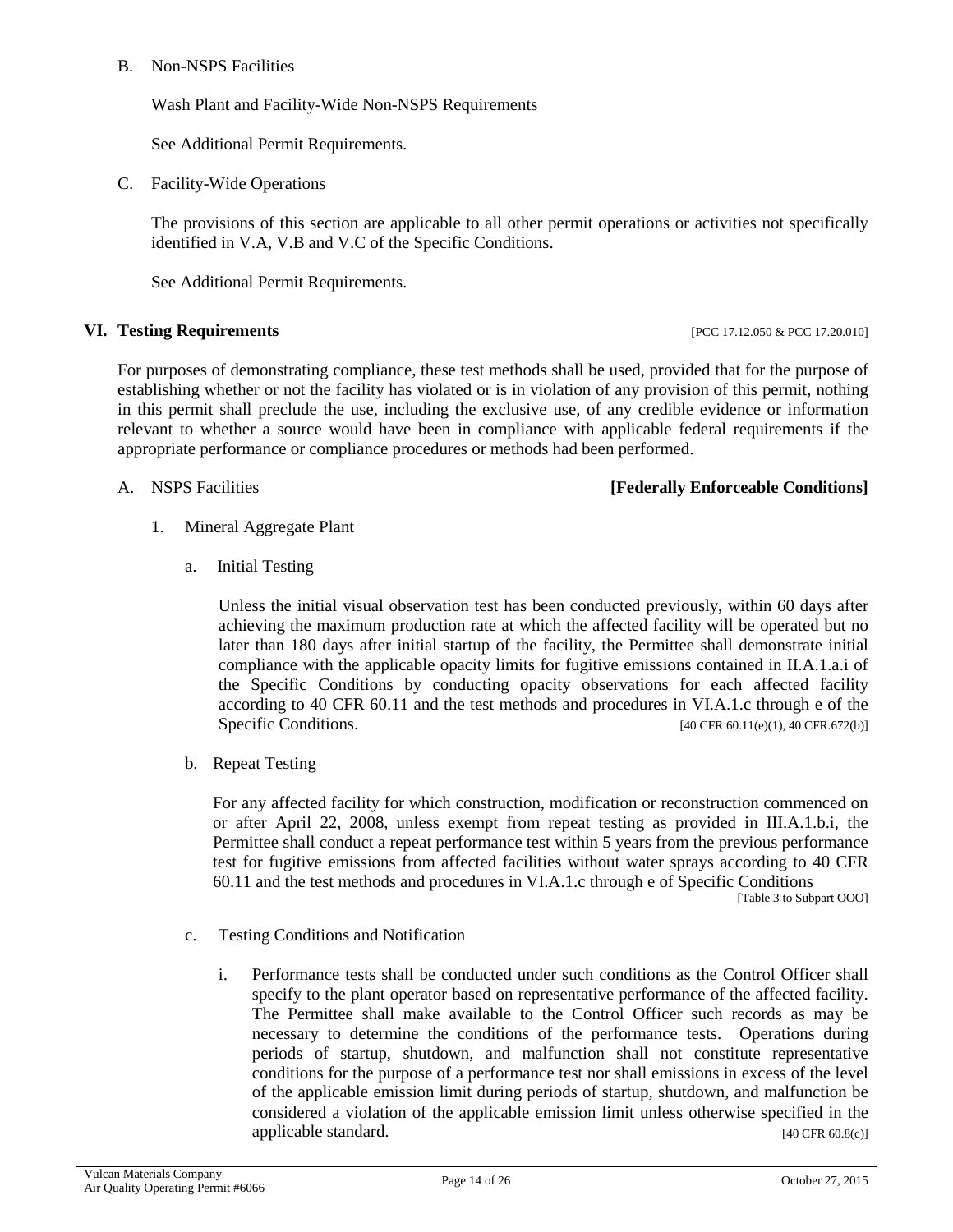B. Non-NSPS Facilities

Wash Plant and Facility-Wide Non-NSPS Requirements

See Additional Permit Requirements.

C. Facility-Wide Operations

The provisions of this section are applicable to all other permit operations or activities not specifically identified in V.A, V.B and V.C of the Specific Conditions.

See Additional Permit Requirements.

## VI. Testing Requirements

[PCC 17.12.050 & PCC 17.20.010]

For purposes of demonstrating compliance, these test methods shall be used, provided that for the purpose of establishing whether or not the facility has violated or is in violation of any provision of this permit, nothing in this permit shall preclude the use, including the exclusive use, of any credible evidence or information relevant to whether a source would have been in compliance with applicable federal requirements if the appropriate performance or compliance procedures or methods had been performed.

A. NSPS Facilities **[Federally Enforceable Conditions]**

1. Mineral Aggregate Plant

   a. Initial Testing

   Unless the initial visual observation test has been conducted previously, within 60 days after achieving the maximum production rate at which the affected facility will be operated but no later than 180 days after initial startup of the facility, the Permittee shall demonstrate initial compliance with the applicable opacity limits for fugitive emissions contained in II.A.1.a.i of the Specific Conditions by conducting opacity observations for each affected facility according to 40 CFR 60.11 and the test methods and procedures in VI.A.1.c through e of the Specific Conditions. [40 CFR 60.11(e)(1), 40 CFR.672(b)]

   b. Repeat Testing

   For any affected facility for which construction, modification or reconstruction commenced on or after April 22, 2008, unless exempt from repeat testing as provided in III.A.1.b.i, the Permittee shall conduct a repeat performance test within 5 years from the previous performance test for fugitive emissions from affected facilities without water sprays according to 40 CFR 60.11 and the test methods and procedures in VI.A.1.c through e of Specific Conditions [Table 3 to Subpart OOO]

   c. Testing Conditions and Notification

      i. Performance tests shall be conducted under such conditions as the Control Officer shall specify to the plant operator based on representative performance of the affected facility. The Permittee shall make available to the Control Officer such records as may be necessary to determine the conditions of the performance tests. Operations during periods of startup, shutdown, and malfunction shall not constitute representative conditions for the purpose of a performance test nor shall emissions in excess of the level of the applicable emission limit during periods of startup, shutdown, and malfunction be considered a violation of the applicable emission limit unless otherwise specified in the applicable standard. [40 CFR 60.8(c)]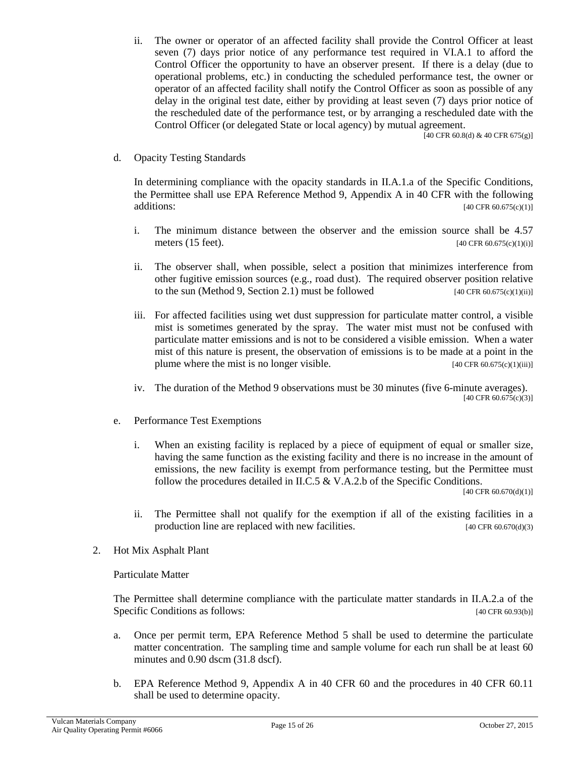ii. The owner or operator of an affected facility shall provide the Control Officer at least seven (7) days prior notice of any performance test required in VI.A.1 to afford the Control Officer the opportunity to have an observer present. If there is a delay (due to operational problems, etc.) in conducting the scheduled performance test, the owner or operator of an affected facility shall notify the Control Officer as soon as possible of any delay in the original test date, either by providing at least seven (7) days prior notice of the rescheduled date of the performance test, or by arranging a rescheduled date with the Control Officer (or delegated State or local agency) by mutual agreement.
[40 CFR 60.8(d) & 40 CFR 675(g)]

d. Opacity Testing Standards

In determining compliance with the opacity standards in II.A.1.a of the Specific Conditions, the Permittee shall use EPA Reference Method 9, Appendix A in 40 CFR with the following additions: [40 CFR 60.675(c)(1)]

i. The minimum distance between the observer and the emission source shall be 4.57 meters (15 feet). [40 CFR 60.675(c)(1)(i)]

ii. The observer shall, when possible, select a position that minimizes interference from other fugitive emission sources (e.g., road dust). The required observer position relative to the sun (Method 9, Section 2.1) must be followed [40 CFR 60.675(c)(1)(ii)]

iii. For affected facilities using wet dust suppression for particulate matter control, a visible mist is sometimes generated by the spray. The water mist must not be confused with particulate matter emissions and is not to be considered a visible emission. When a water mist of this nature is present, the observation of emissions is to be made at a point in the plume where the mist is no longer visible. [40 CFR 60.675(c)(1)(iii)]

iv. The duration of the Method 9 observations must be 30 minutes (five 6-minute averages).
[40 CFR 60.675(c)(3)]

e. Performance Test Exemptions

i. When an existing facility is replaced by a piece of equipment of equal or smaller size, having the same function as the existing facility and there is no increase in the amount of emissions, the new facility is exempt from performance testing, but the Permittee must follow the procedures detailed in II.C.5 & V.A.2.b of the Specific Conditions.
[40 CFR 60.670(d)(1)]

ii. The Permittee shall not qualify for the exemption if all of the existing facilities in a production line are replaced with new facilities. [40 CFR 60.670(d)(3)

2. Hot Mix Asphalt Plant

Particulate Matter

The Permittee shall determine compliance with the particulate matter standards in II.A.2.a of the Specific Conditions as follows: [40 CFR 60.93(b)]

a. Once per permit term, EPA Reference Method 5 shall be used to determine the particulate matter concentration. The sampling time and sample volume for each run shall be at least 60 minutes and 0.90 dscm (31.8 dscf).

b. EPA Reference Method 9, Appendix A in 40 CFR 60 and the procedures in 40 CFR 60.11 shall be used to determine opacity.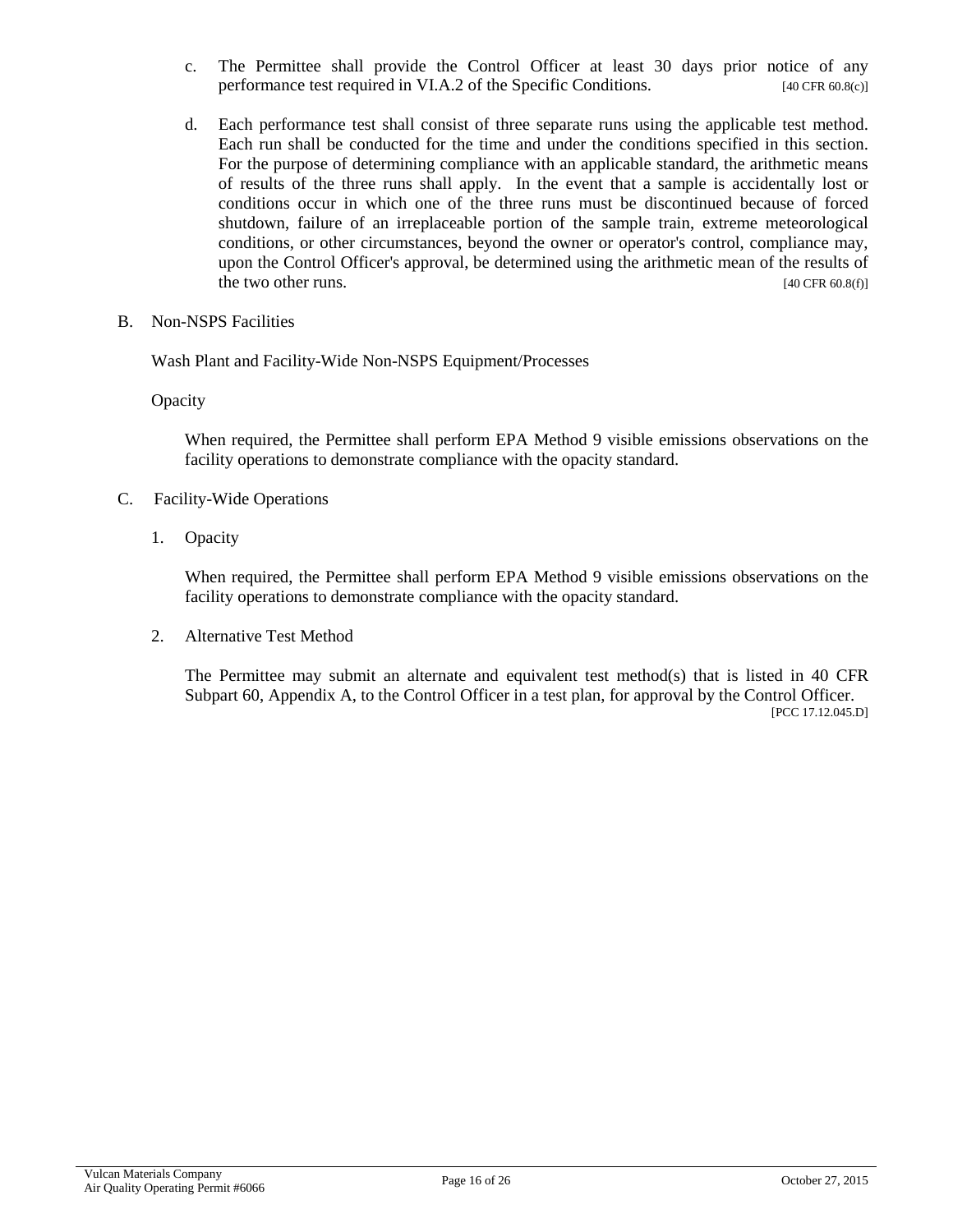c. The Permittee shall provide the Control Officer at least 30 days prior notice of any performance test required in VI.A.2 of the Specific Conditions. [40 CFR 60.8(c)]

d. Each performance test shall consist of three separate runs using the applicable test method. Each run shall be conducted for the time and under the conditions specified in this section. For the purpose of determining compliance with an applicable standard, the arithmetic means of results of the three runs shall apply. In the event that a sample is accidentally lost or conditions occur in which one of the three runs must be discontinued because of forced shutdown, failure of an irreplaceable portion of the sample train, extreme meteorological conditions, or other circumstances, beyond the owner or operator's control, compliance may, upon the Control Officer's approval, be determined using the arithmetic mean of the results of the two other runs. [40 CFR 60.8(f)]

B. Non-NSPS Facilities

Wash Plant and Facility-Wide Non-NSPS Equipment/Processes

Opacity

When required, the Permittee shall perform EPA Method 9 visible emissions observations on the facility operations to demonstrate compliance with the opacity standard.

C. Facility-Wide Operations

1. Opacity

   When required, the Permittee shall perform EPA Method 9 visible emissions observations on the facility operations to demonstrate compliance with the opacity standard.

2. Alternative Test Method

   The Permittee may submit an alternate and equivalent test method(s) that is listed in 40 CFR Subpart 60, Appendix A, to the Control Officer in a test plan, for approval by the Control Officer. [PCC 17.12.045.D]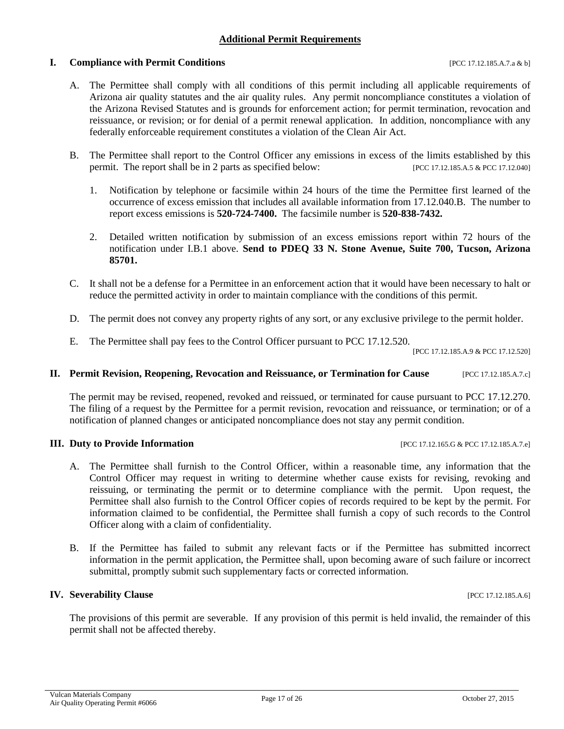## Additional Permit Requirements

### I. Compliance with Permit Conditions [PCC 17.12.185.A.7.a & b]

A. The Permittee shall comply with all conditions of this permit including all applicable requirements of Arizona air quality statutes and the air quality rules. Any permit noncompliance constitutes a violation of the Arizona Revised Statutes and is grounds for enforcement action; for permit termination, revocation and reissuance, or revision; or for denial of a permit renewal application. In addition, noncompliance with any federally enforceable requirement constitutes a violation of the Clean Air Act.

B. The Permittee shall report to the Control Officer any emissions in excess of the limits established by this permit. The report shall be in 2 parts as specified below: [PCC 17.12.185.A.5 & PCC 17.12.040]

1. Notification by telephone or facsimile within 24 hours of the time the Permittee first learned of the occurrence of excess emission that includes all available information from 17.12.040.B. The number to report excess emissions is **520-724-7400.** The facsimile number is **520-838-7432.**

2. Detailed written notification by submission of an excess emissions report within 72 hours of the notification under I.B.1 above. **Send to PDEQ 33 N. Stone Avenue, Suite 700, Tucson, Arizona 85701.**

C. It shall not be a defense for a Permittee in an enforcement action that it would have been necessary to halt or reduce the permitted activity in order to maintain compliance with the conditions of this permit.

D. The permit does not convey any property rights of any sort, or any exclusive privilege to the permit holder.

E. The Permittee shall pay fees to the Control Officer pursuant to PCC 17.12.520.
[PCC 17.12.185.A.9 & PCC 17.12.520]

### II. Permit Revision, Reopening, Revocation and Reissuance, or Termination for Cause [PCC 17.12.185.A.7.c]

The permit may be revised, reopened, revoked and reissued, or terminated for cause pursuant to PCC 17.12.270. The filing of a request by the Permittee for a permit revision, revocation and reissuance, or termination; or of a notification of planned changes or anticipated noncompliance does not stay any permit condition.

### III. Duty to Provide Information [PCC 17.12.165.G & PCC 17.12.185.A.7.e]

A. The Permittee shall furnish to the Control Officer, within a reasonable time, any information that the Control Officer may request in writing to determine whether cause exists for revising, revoking and reissuing, or terminating the permit or to determine compliance with the permit. Upon request, the Permittee shall also furnish to the Control Officer copies of records required to be kept by the permit. For information claimed to be confidential, the Permittee shall furnish a copy of such records to the Control Officer along with a claim of confidentiality.

B. If the Permittee has failed to submit any relevant facts or if the Permittee has submitted incorrect information in the permit application, the Permittee shall, upon becoming aware of such failure or incorrect submittal, promptly submit such supplementary facts or corrected information.

### IV. Severability Clause [PCC 17.12.185.A.6]

The provisions of this permit are severable. If any provision of this permit is held invalid, the remainder of this permit shall not be affected thereby.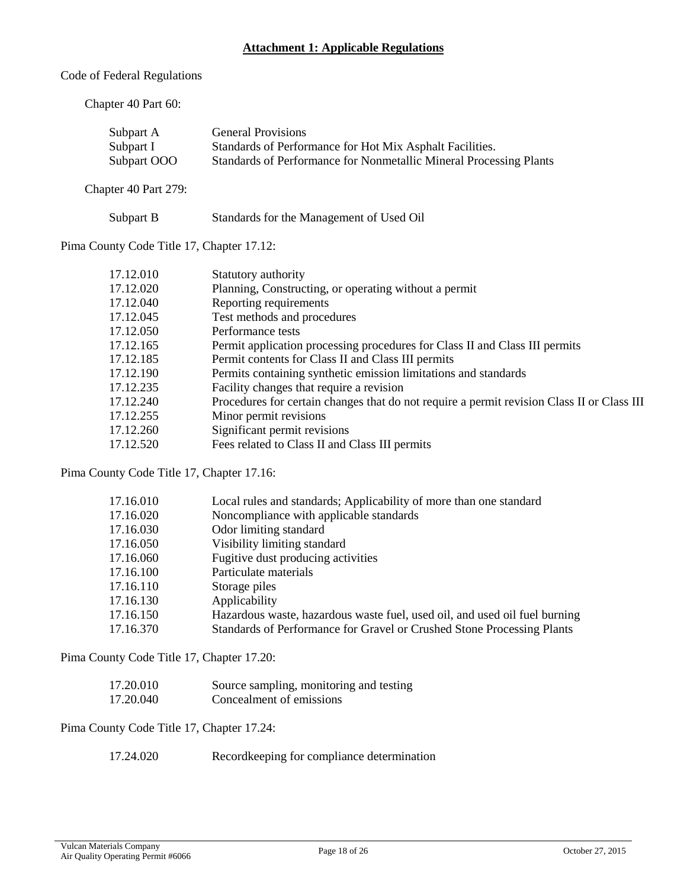# **Attachment 1: Applicable Regulations**

Code of Federal Regulations

Chapter 40 Part 60:

| | |
|---|---|
| Subpart A | General Provisions |
| Subpart I | Standards of Performance for Hot Mix Asphalt Facilities. |
| Subpart OOO | Standards of Performance for Nonmetallic Mineral Processing Plants |

Chapter 40 Part 279:

| | |
|---|---|
| Subpart B | Standards for the Management of Used Oil |

Pima County Code Title 17, Chapter 17.12:

| | |
|---|---|
| 17.12.010 | Statutory authority |
| 17.12.020 | Planning, Constructing, or operating without a permit |
| 17.12.040 | Reporting requirements |
| 17.12.045 | Test methods and procedures |
| 17.12.050 | Performance tests |
| 17.12.165 | Permit application processing procedures for Class II and Class III permits |
| 17.12.185 | Permit contents for Class II and Class III permits |
| 17.12.190 | Permits containing synthetic emission limitations and standards |
| 17.12.235 | Facility changes that require a revision |
| 17.12.240 | Procedures for certain changes that do not require a permit revision Class II or Class III |
| 17.12.255 | Minor permit revisions |
| 17.12.260 | Significant permit revisions |
| 17.12.520 | Fees related to Class II and Class III permits |

Pima County Code Title 17, Chapter 17.16:

| | |
|---|---|
| 17.16.010 | Local rules and standards; Applicability of more than one standard |
| 17.16.020 | Noncompliance with applicable standards |
| 17.16.030 | Odor limiting standard |
| 17.16.050 | Visibility limiting standard |
| 17.16.060 | Fugitive dust producing activities |
| 17.16.100 | Particulate materials |
| 17.16.110 | Storage piles |
| 17.16.130 | Applicability |
| 17.16.150 | Hazardous waste, hazardous waste fuel, used oil, and used oil fuel burning |
| 17.16.370 | Standards of Performance for Gravel or Crushed Stone Processing Plants |

Pima County Code Title 17, Chapter 17.20:

| | |
|---|---|
| 17.20.010 | Source sampling, monitoring and testing |
| 17.20.040 | Concealment of emissions |

Pima County Code Title 17, Chapter 17.24:

| | |
|---|---|
| 17.24.020 | Recordkeeping for compliance determination |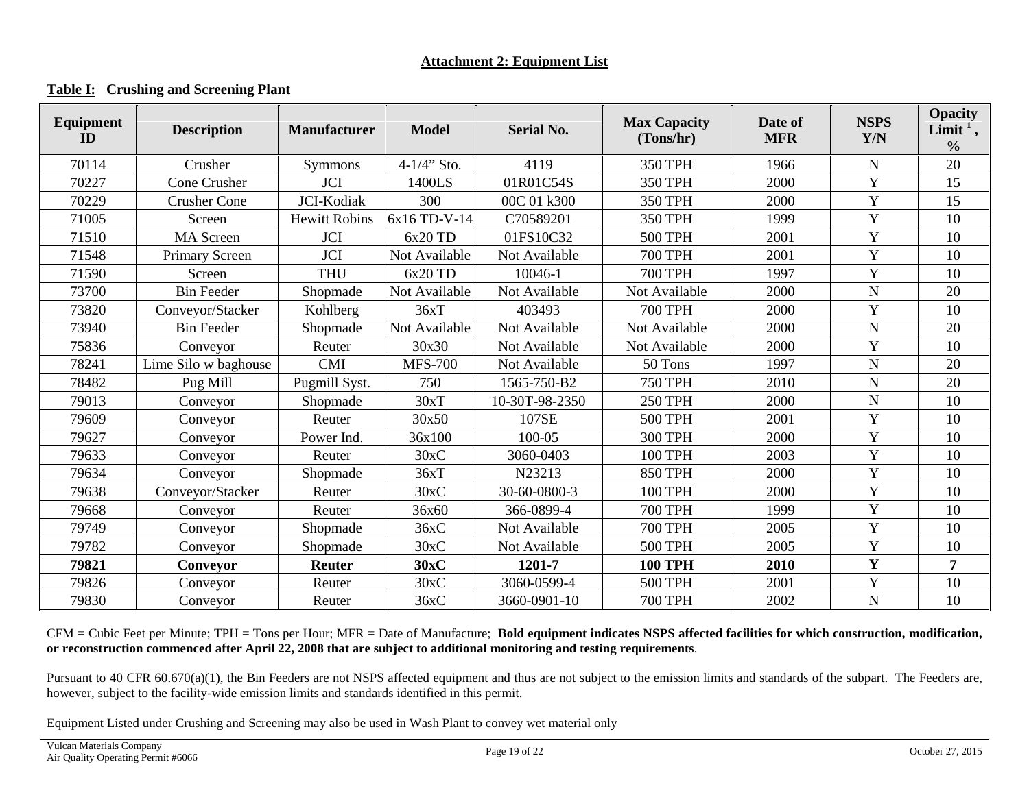**Attachment 2: Equipment List**

**Table I: Crushing and Screening Plant**

| Equipment ID | Description | Manufacturer | Model | Serial No. | Max Capacity (Tons/hr) | Date of MFR | NSPS Y/N | Opacity Limit [1], % |
|---|---|---|---|---|---|---|---|---|
| 70114 | Crusher | Symmons | 4-1/4" Sto. | 4119 | 350 TPH | 1966 | N | 20 |
| 70227 | Cone Crusher | JCI | 1400LS | 01R01C54S | 350 TPH | 2000 | Y | 15 |
| 70229 | Crusher Cone | JCI-Kodiak | 300 | 00C 01 k300 | 350 TPH | 2000 | Y | 15 |
| 71005 | Screen | Hewitt Robins | 6x16 TD-V-14 | C70589201 | 350 TPH | 1999 | Y | 10 |
| 71510 | MA Screen | JCI | 6x20 TD | 01FS10C32 | 500 TPH | 2001 | Y | 10 |
| 71548 | Primary Screen | JCI | Not Available | Not Available | 700 TPH | 2001 | Y | 10 |
| 71590 | Screen | THU | 6x20 TD | 10046-1 | 700 TPH | 1997 | Y | 10 |
| 73700 | Bin Feeder | Shopmade | Not Available | Not Available | Not Available | 2000 | N | 20 |
| 73820 | Conveyor/Stacker | Kohlberg | 36xT | 403493 | 700 TPH | 2000 | Y | 10 |
| 73940 | Bin Feeder | Shopmade | Not Available | Not Available | Not Available | 2000 | N | 20 |
| 75836 | Conveyor | Reuter | 30x30 | Not Available | Not Available | 2000 | Y | 10 |
| 78241 | Lime Silo w baghouse | CMI | MFS-700 | Not Available | 50 Tons | 1997 | N | 20 |
| 78482 | Pug Mill | Pugmill Syst. | 750 | 1565-750-B2 | 750 TPH | 2010 | N | 20 |
| 79013 | Conveyor | Shopmade | 30xT | 10-30T-98-2350 | 250 TPH | 2000 | N | 10 |
| 79609 | Conveyor | Reuter | 30x50 | 107SE | 500 TPH | 2001 | Y | 10 |
| 79627 | Conveyor | Power Ind. | 36x100 | 100-05 | 300 TPH | 2000 | Y | 10 |
| 79633 | Conveyor | Reuter | 30xC | 3060-0403 | 100 TPH | 2003 | Y | 10 |
| 79634 | Conveyor | Shopmade | 36xT | N23213 | 850 TPH | 2000 | Y | 10 |
| 79638 | Conveyor/Stacker | Reuter | 30xC | 30-60-0800-3 | 100 TPH | 2000 | Y | 10 |
| 79668 | Conveyor | Reuter | 36x60 | 366-0899-4 | 700 TPH | 1999 | Y | 10 |
| 79749 | Conveyor | Shopmade | 36xC | Not Available | 700 TPH | 2005 | Y | 10 |
| 79782 | Conveyor | Shopmade | 30xC | Not Available | 500 TPH | 2005 | Y | 10 |
| **79821** | **Conveyor** | **Reuter** | **30xC** | **1201-7** | **100 TPH** | **2010** | **Y** | **7** |
| 79826 | Conveyor | Reuter | 30xC | 3060-0599-4 | 500 TPH | 2001 | Y | 10 |
| 79830 | Conveyor | Reuter | 36xC | 3660-0901-10 | 700 TPH | 2002 | N | 10 |

CFM = Cubic Feet per Minute; TPH = Tons per Hour; MFR = Date of Manufacture; **Bold equipment indicates NSPS affected facilities for which construction, modification, or reconstruction commenced after April 22, 2008 that are subject to additional monitoring and testing requirements**.

Pursuant to 40 CFR 60.670(a)(1), the Bin Feeders are not NSPS affected equipment and thus are not subject to the emission limits and standards of the subpart. The Feeders are, however, subject to the facility-wide emission limits and standards identified in this permit.

Equipment Listed under Crushing and Screening may also be used in Wash Plant to convey wet material only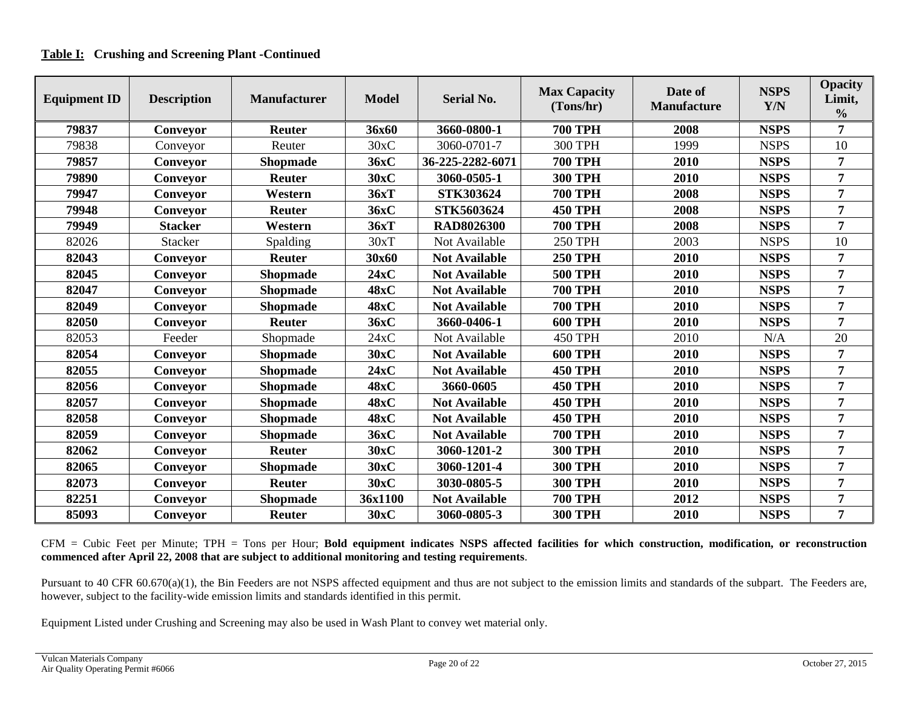**<u>Table I:</u>   Crushing and Screening Plant -Continued**

| Equipment ID | Description | Manufacturer | Model | Serial No. | Max Capacity (Tons/hr) | Date of Manufacture | NSPS Y/N | Opacity Limit, % |
|---|---|---|---|---|---|---|---|---|
| **79837** | **Conveyor** | **Reuter** | **36x60** | **3660-0800-1** | **700 TPH** | **2008** | **NSPS** | **7** |
| 79838 | Conveyor | Reuter | 30xC | 3060-0701-7 | 300 TPH | 1999 | NSPS | 10 |
| **79857** | **Conveyor** | **Shopmade** | **36xC** | **36-225-2282-6071** | **700 TPH** | **2010** | **NSPS** | **7** |
| **79890** | **Conveyor** | **Reuter** | **30xC** | **3060-0505-1** | **300 TPH** | **2010** | **NSPS** | **7** |
| **79947** | **Conveyor** | **Western** | **36xT** | **STK303624** | **700 TPH** | **2008** | **NSPS** | **7** |
| **79948** | **Conveyor** | **Reuter** | **36xC** | **STK5603624** | **450 TPH** | **2008** | **NSPS** | **7** |
| **79949** | **Stacker** | **Western** | **36xT** | **RAD8026300** | **700 TPH** | **2008** | **NSPS** | **7** |
| 82026 | Stacker | Spalding | 30xT | Not Available | 250 TPH | 2003 | NSPS | 10 |
| **82043** | **Conveyor** | **Reuter** | **30x60** | **Not Available** | **250 TPH** | **2010** | **NSPS** | **7** |
| **82045** | **Conveyor** | **Shopmade** | **24xC** | **Not Available** | **500 TPH** | **2010** | **NSPS** | **7** |
| **82047** | **Conveyor** | **Shopmade** | **48xC** | **Not Available** | **700 TPH** | **2010** | **NSPS** | **7** |
| **82049** | **Conveyor** | **Shopmade** | **48xC** | **Not Available** | **700 TPH** | **2010** | **NSPS** | **7** |
| **82050** | **Conveyor** | **Reuter** | **36xC** | **3660-0406-1** | **600 TPH** | **2010** | **NSPS** | **7** |
| 82053 | Feeder | Shopmade | 24xC | Not Available | 450 TPH | 2010 | N/A | 20 |
| **82054** | **Conveyor** | **Shopmade** | **30xC** | **Not Available** | **600 TPH** | **2010** | **NSPS** | **7** |
| **82055** | **Conveyor** | **Shopmade** | **24xC** | **Not Available** | **450 TPH** | **2010** | **NSPS** | **7** |
| **82056** | **Conveyor** | **Shopmade** | **48xC** | **3660-0605** | **450 TPH** | **2010** | **NSPS** | **7** |
| **82057** | **Conveyor** | **Shopmade** | **48xC** | **Not Available** | **450 TPH** | **2010** | **NSPS** | **7** |
| **82058** | **Conveyor** | **Shopmade** | **48xC** | **Not Available** | **450 TPH** | **2010** | **NSPS** | **7** |
| **82059** | **Conveyor** | **Shopmade** | **36xC** | **Not Available** | **700 TPH** | **2010** | **NSPS** | **7** |
| **82062** | **Conveyor** | **Reuter** | **30xC** | **3060-1201-2** | **300 TPH** | **2010** | **NSPS** | **7** |
| **82065** | **Conveyor** | **Shopmade** | **30xC** | **3060-1201-4** | **300 TPH** | **2010** | **NSPS** | **7** |
| **82073** | **Conveyor** | **Reuter** | **30xC** | **3030-0805-5** | **300 TPH** | **2010** | **NSPS** | **7** |
| **82251** | **Conveyor** | **Shopmade** | **36x1100** | **Not Available** | **700 TPH** | **2012** | **NSPS** | **7** |
| **85093** | **Conveyor** | **Reuter** | **30xC** | **3060-0805-3** | **300 TPH** | **2010** | **NSPS** | **7** |

CFM = Cubic Feet per Minute; TPH = Tons per Hour; **Bold equipment indicates NSPS affected facilities for which construction, modification, or reconstruction commenced after April 22, 2008 that are subject to additional monitoring and testing requirements**.

Pursuant to 40 CFR 60.670(a)(1), the Bin Feeders are not NSPS affected equipment and thus are not subject to the emission limits and standards of the subpart. The Feeders are, however, subject to the facility-wide emission limits and standards identified in this permit.

Equipment Listed under Crushing and Screening may also be used in Wash Plant to convey wet material only.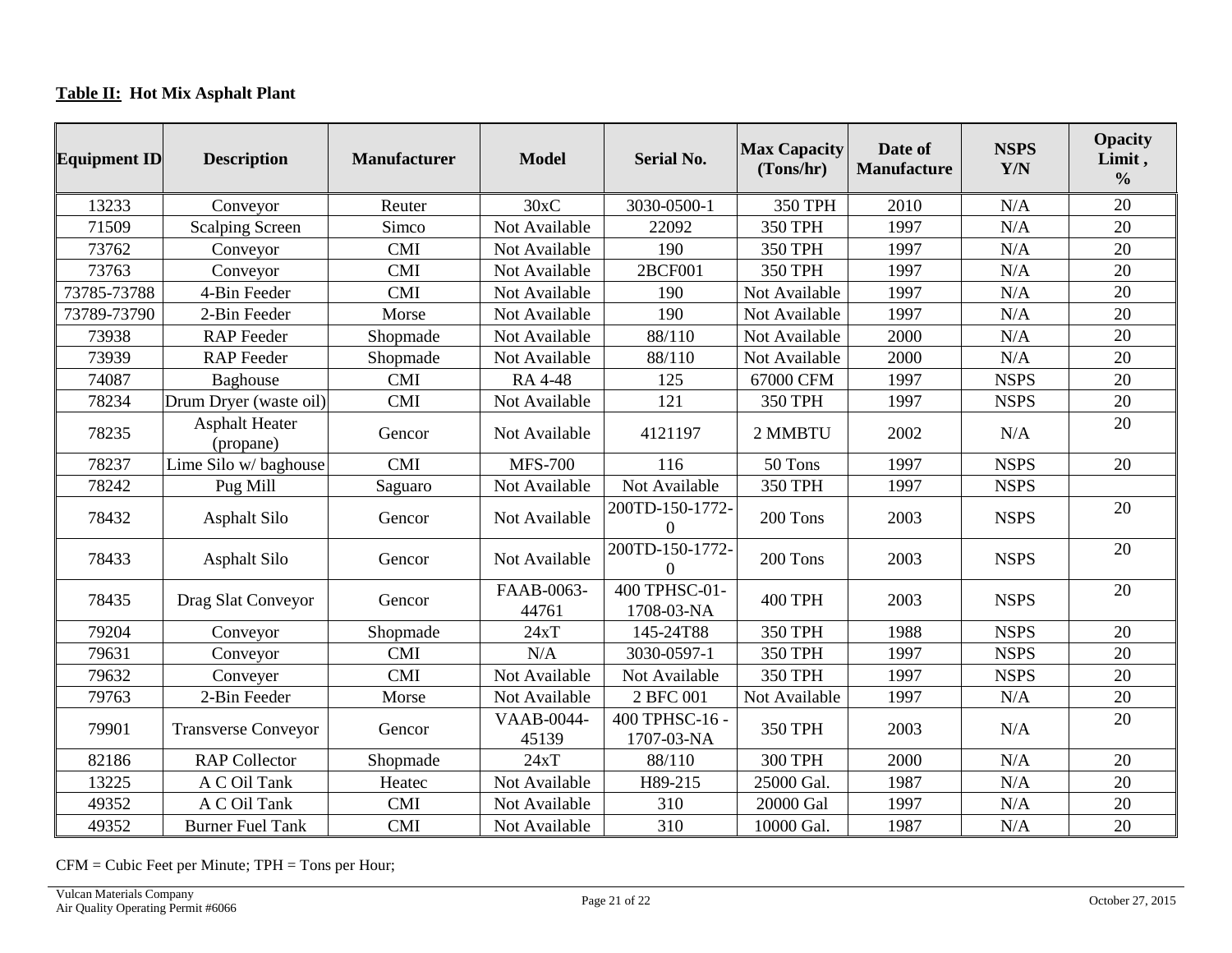**Table II: Hot Mix Asphalt Plant**

| Equipment ID | Description | Manufacturer | Model | Serial No. | Max Capacity (Tons/hr) | Date of Manufacture | NSPS Y/N | Opacity Limit , % |
|---|---|---|---|---|---|---|---|---|
| 13233 | Conveyor | Reuter | 30xC | 3030-0500-1 | 350 TPH | 2010 | N/A | 20 |
| 71509 | Scalping Screen | Simco | Not Available | 22092 | 350 TPH | 1997 | N/A | 20 |
| 73762 | Conveyor | CMI | Not Available | 190 | 350 TPH | 1997 | N/A | 20 |
| 73763 | Conveyor | CMI | Not Available | 2BCF001 | 350 TPH | 1997 | N/A | 20 |
| 73785-73788 | 4-Bin Feeder | CMI | Not Available | 190 | Not Available | 1997 | N/A | 20 |
| 73789-73790 | 2-Bin Feeder | Morse | Not Available | 190 | Not Available | 1997 | N/A | 20 |
| 73938 | RAP Feeder | Shopmade | Not Available | 88/110 | Not Available | 2000 | N/A | 20 |
| 73939 | RAP Feeder | Shopmade | Not Available | 88/110 | Not Available | 2000 | N/A | 20 |
| 74087 | Baghouse | CMI | RA 4-48 | 125 | 67000 CFM | 1997 | NSPS | 20 |
| 78234 | Drum Dryer (waste oil) | CMI | Not Available | 121 | 350 TPH | 1997 | NSPS | 20 |
| 78235 | Asphalt Heater (propane) | Gencor | Not Available | 4121197 | 2 MMBTU | 2002 | N/A | 20 |
| 78237 | Lime Silo w/ baghouse | CMI | MFS-700 | 116 | 50 Tons | 1997 | NSPS | 20 |
| 78242 | Pug Mill | Saguaro | Not Available | Not Available | 350 TPH | 1997 | NSPS | |
| 78432 | Asphalt Silo | Gencor | Not Available | 200TD-150-1772-0 | 200 Tons | 2003 | NSPS | 20 |
| 78433 | Asphalt Silo | Gencor | Not Available | 200TD-150-1772-0 | 200 Tons | 2003 | NSPS | 20 |
| 78435 | Drag Slat Conveyor | Gencor | FAAB-0063-44761 | 400 TPHSC-01-1708-03-NA | 400 TPH | 2003 | NSPS | 20 |
| 79204 | Conveyor | Shopmade | 24xT | 145-24T88 | 350 TPH | 1988 | NSPS | 20 |
| 79631 | Conveyor | CMI | N/A | 3030-0597-1 | 350 TPH | 1997 | NSPS | 20 |
| 79632 | Conveyer | CMI | Not Available | Not Available | 350 TPH | 1997 | NSPS | 20 |
| 79763 | 2-Bin Feeder | Morse | Not Available | 2 BFC 001 | Not Available | 1997 | N/A | 20 |
| 79901 | Transverse Conveyor | Gencor | VAAB-0044-45139 | 400 TPHSC-16 - 1707-03-NA | 350 TPH | 2003 | N/A | 20 |
| 82186 | RAP Collector | Shopmade | 24xT | 88/110 | 300 TPH | 2000 | N/A | 20 |
| 13225 | A C Oil Tank | Heatec | Not Available | H89-215 | 25000 Gal. | 1987 | N/A | 20 |
| 49352 | A C Oil Tank | CMI | Not Available | 310 | 20000 Gal | 1997 | N/A | 20 |
| 49352 | Burner Fuel Tank | CMI | Not Available | 310 | 10000 Gal. | 1987 | N/A | 20 |

CFM = Cubic Feet per Minute; TPH = Tons per Hour;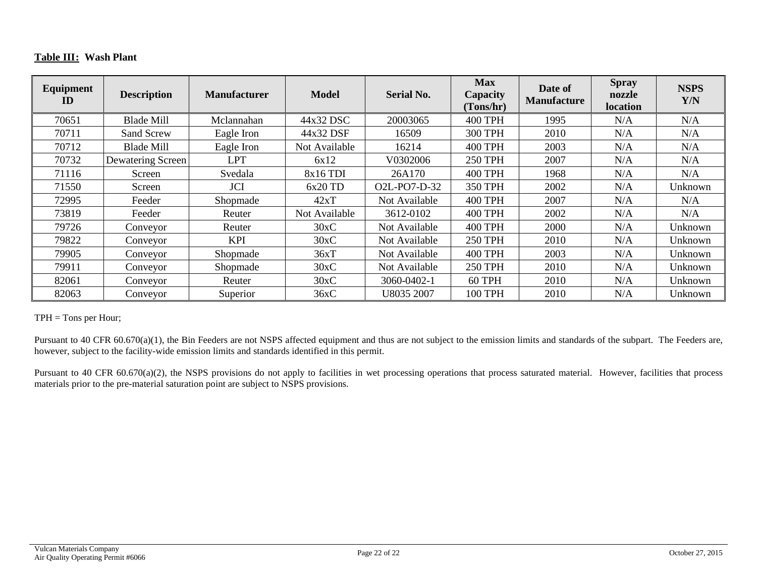**Table III: Wash Plant**

| Equipment ID | Description | Manufacturer | Model | Serial No. | Max Capacity (Tons/hr) | Date of Manufacture | Spray nozzle location | NSPS Y/N |
|---|---|---|---|---|---|---|---|---|
| 70651 | Blade Mill | Mclannahan | 44x32 DSC | 20003065 | 400 TPH | 1995 | N/A | N/A |
| 70711 | Sand Screw | Eagle Iron | 44x32 DSF | 16509 | 300 TPH | 2010 | N/A | N/A |
| 70712 | Blade Mill | Eagle Iron | Not Available | 16214 | 400 TPH | 2003 | N/A | N/A |
| 70732 | Dewatering Screen | LPT | 6x12 | V0302006 | 250 TPH | 2007 | N/A | N/A |
| 71116 | Screen | Svedala | 8x16 TDI | 26A170 | 400 TPH | 1968 | N/A | N/A |
| 71550 | Screen | JCI | 6x20 TD | O2L-PO7-D-32 | 350 TPH | 2002 | N/A | Unknown |
| 72995 | Feeder | Shopmade | 42xT | Not Available | 400 TPH | 2007 | N/A | N/A |
| 73819 | Feeder | Reuter | Not Available | 3612-0102 | 400 TPH | 2002 | N/A | N/A |
| 79726 | Conveyor | Reuter | 30xC | Not Available | 400 TPH | 2000 | N/A | Unknown |
| 79822 | Conveyor | KPI | 30xC | Not Available | 250 TPH | 2010 | N/A | Unknown |
| 79905 | Conveyor | Shopmade | 36xT | Not Available | 400 TPH | 2003 | N/A | Unknown |
| 79911 | Conveyor | Shopmade | 30xC | Not Available | 250 TPH | 2010 | N/A | Unknown |
| 82061 | Conveyor | Reuter | 30xC | 3060-0402-1 | 60 TPH | 2010 | N/A | Unknown |
| 82063 | Conveyor | Superior | 36xC | U8035 2007 | 100 TPH | 2010 | N/A | Unknown |

TPH = Tons per Hour;

Pursuant to 40 CFR 60.670(a)(1), the Bin Feeders are not NSPS affected equipment and thus are not subject to the emission limits and standards of the subpart. The Feeders are, however, subject to the facility-wide emission limits and standards identified in this permit.

Pursuant to 40 CFR 60.670(a)(2), the NSPS provisions do not apply to facilities in wet processing operations that process saturated material. However, facilities that process materials prior to the pre-material saturation point are subject to NSPS provisions.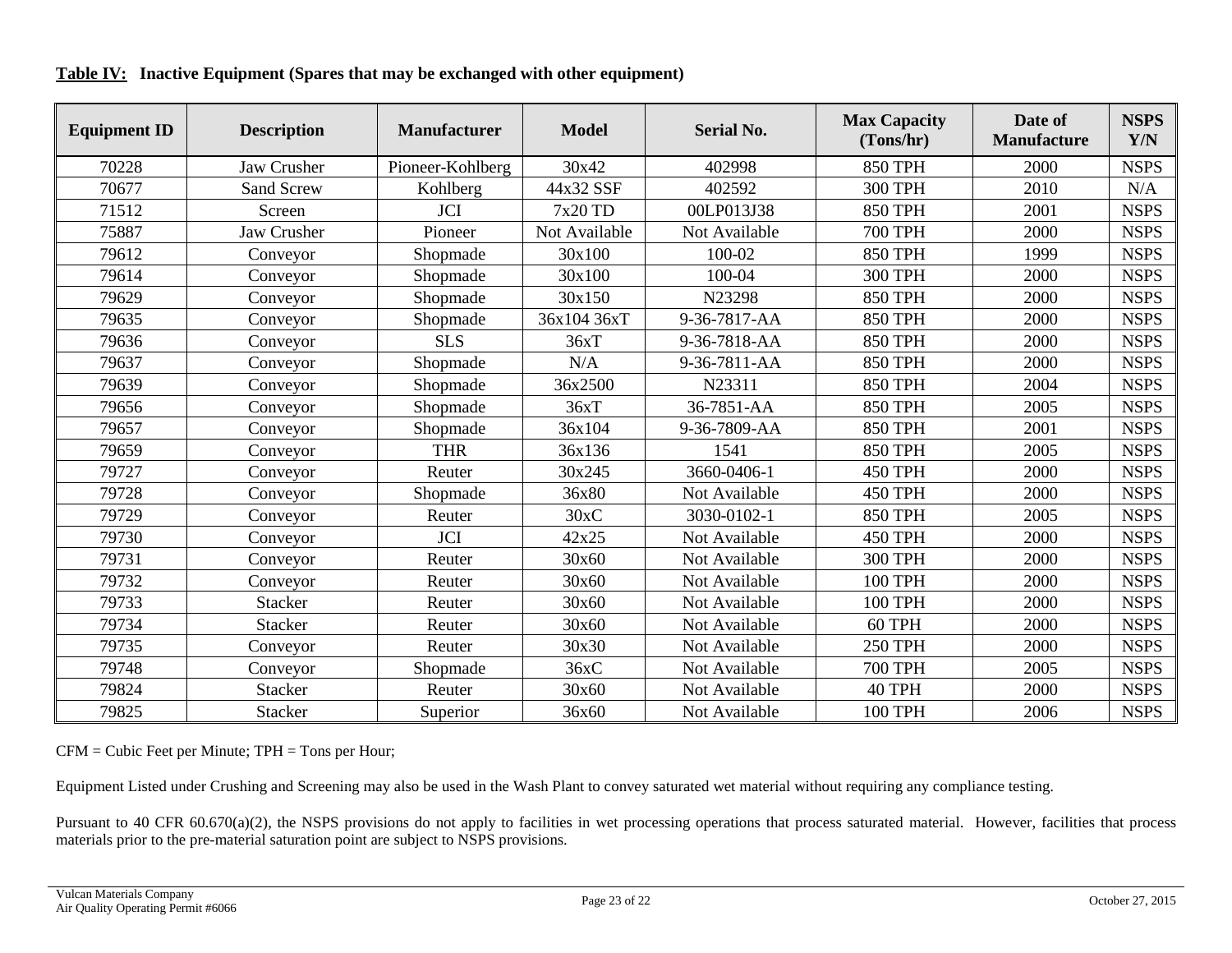**Table IV: Inactive Equipment (Spares that may be exchanged with other equipment)**

| Equipment ID | Description | Manufacturer | Model | Serial No. | Max Capacity (Tons/hr) | Date of Manufacture | NSPS Y/N |
|---|---|---|---|---|---|---|---|
| 70228 | Jaw Crusher | Pioneer-Kohlberg | 30x42 | 402998 | 850 TPH | 2000 | NSPS |
| 70677 | Sand Screw | Kohlberg | 44x32 SSF | 402592 | 300 TPH | 2010 | N/A |
| 71512 | Screen | JCI | 7x20 TD | 00LP013J38 | 850 TPH | 2001 | NSPS |
| 75887 | Jaw Crusher | Pioneer | Not Available | Not Available | 700 TPH | 2000 | NSPS |
| 79612 | Conveyor | Shopmade | 30x100 | 100-02 | 850 TPH | 1999 | NSPS |
| 79614 | Conveyor | Shopmade | 30x100 | 100-04 | 300 TPH | 2000 | NSPS |
| 79629 | Conveyor | Shopmade | 30x150 | N23298 | 850 TPH | 2000 | NSPS |
| 79635 | Conveyor | Shopmade | 36x104 36xT | 9-36-7817-AA | 850 TPH | 2000 | NSPS |
| 79636 | Conveyor | SLS | 36xT | 9-36-7818-AA | 850 TPH | 2000 | NSPS |
| 79637 | Conveyor | Shopmade | N/A | 9-36-7811-AA | 850 TPH | 2000 | NSPS |
| 79639 | Conveyor | Shopmade | 36x2500 | N23311 | 850 TPH | 2004 | NSPS |
| 79656 | Conveyor | Shopmade | 36xT | 36-7851-AA | 850 TPH | 2005 | NSPS |
| 79657 | Conveyor | Shopmade | 36x104 | 9-36-7809-AA | 850 TPH | 2001 | NSPS |
| 79659 | Conveyor | THR | 36x136 | 1541 | 850 TPH | 2005 | NSPS |
| 79727 | Conveyor | Reuter | 30x245 | 3660-0406-1 | 450 TPH | 2000 | NSPS |
| 79728 | Conveyor | Shopmade | 36x80 | Not Available | 450 TPH | 2000 | NSPS |
| 79729 | Conveyor | Reuter | 30xC | 3030-0102-1 | 850 TPH | 2005 | NSPS |
| 79730 | Conveyor | JCI | 42x25 | Not Available | 450 TPH | 2000 | NSPS |
| 79731 | Conveyor | Reuter | 30x60 | Not Available | 300 TPH | 2000 | NSPS |
| 79732 | Conveyor | Reuter | 30x60 | Not Available | 100 TPH | 2000 | NSPS |
| 79733 | Stacker | Reuter | 30x60 | Not Available | 100 TPH | 2000 | NSPS |
| 79734 | Stacker | Reuter | 30x60 | Not Available | 60 TPH | 2000 | NSPS |
| 79735 | Conveyor | Reuter | 30x30 | Not Available | 250 TPH | 2000 | NSPS |
| 79748 | Conveyor | Shopmade | 36xC | Not Available | 700 TPH | 2005 | NSPS |
| 79824 | Stacker | Reuter | 30x60 | Not Available | 40 TPH | 2000 | NSPS |
| 79825 | Stacker | Superior | 36x60 | Not Available | 100 TPH | 2006 | NSPS |

CFM = Cubic Feet per Minute; TPH = Tons per Hour;

Equipment Listed under Crushing and Screening may also be used in the Wash Plant to convey saturated wet material without requiring any compliance testing.

Pursuant to 40 CFR 60.670(a)(2), the NSPS provisions do not apply to facilities in wet processing operations that process saturated material. However, facilities that process materials prior to the pre-material saturation point are subject to NSPS provisions.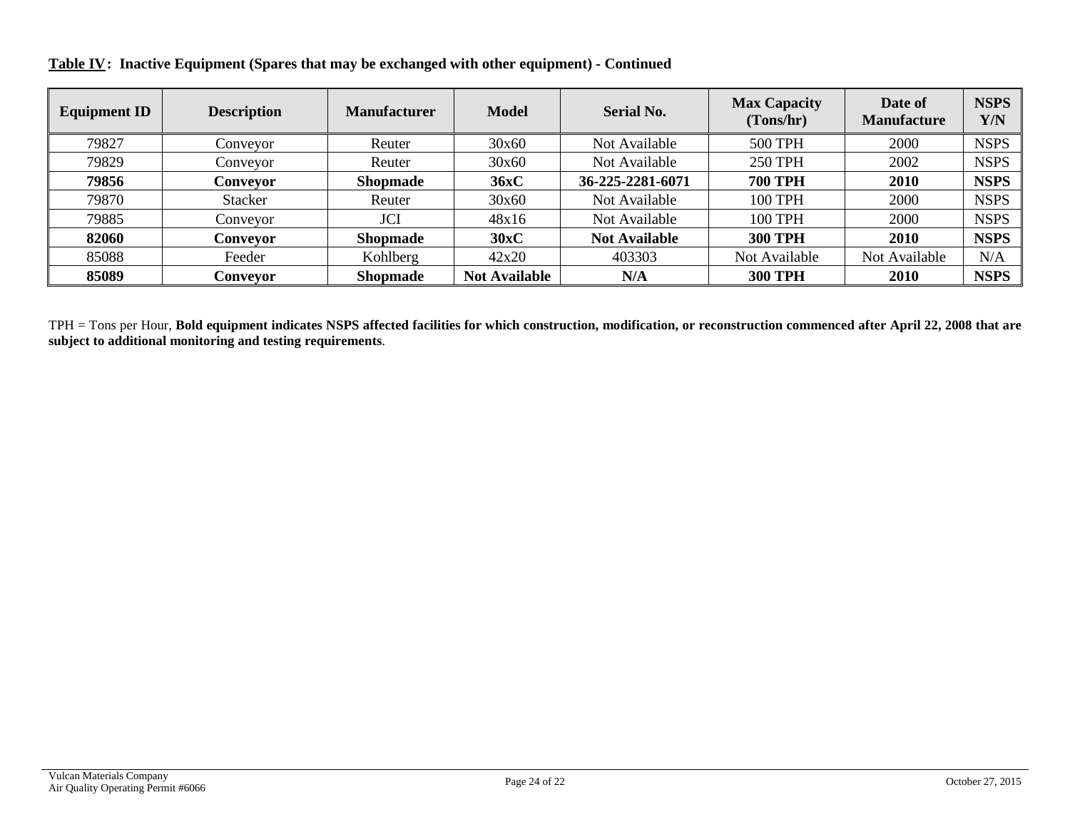**<u>Table IV</u>: Inactive Equipment (Spares that may be exchanged with other equipment) - Continued**

| Equipment ID | Description | Manufacturer | Model | Serial No. | Max Capacity (Tons/hr) | Date of Manufacture | NSPS Y/N |
|---|---|---|---|---|---|---|---|
| 79827 | Conveyor | Reuter | 30x60 | Not Available | 500 TPH | 2000 | NSPS |
| 79829 | Conveyor | Reuter | 30x60 | Not Available | 250 TPH | 2002 | NSPS |
| **79856** | **Conveyor** | **Shopmade** | **36xC** | **36-225-2281-6071** | **700 TPH** | **2010** | **NSPS** |
| 79870 | Stacker | Reuter | 30x60 | Not Available | 100 TPH | 2000 | NSPS |
| 79885 | Conveyor | JCI | 48x16 | Not Available | 100 TPH | 2000 | NSPS |
| **82060** | **Conveyor** | **Shopmade** | **30xC** | **Not Available** | **300 TPH** | **2010** | **NSPS** |
| 85088 | Feeder | Kohlberg | 42x20 | 403303 | Not Available | Not Available | N/A |
| **85089** | **Conveyor** | **Shopmade** | **Not Available** | **N/A** | **300 TPH** | **2010** | **NSPS** |

TPH = Tons per Hour, **Bold equipment indicates NSPS affected facilities for which construction, modification, or reconstruction commenced after April 22, 2008 that are subject to additional monitoring and testing requirements**.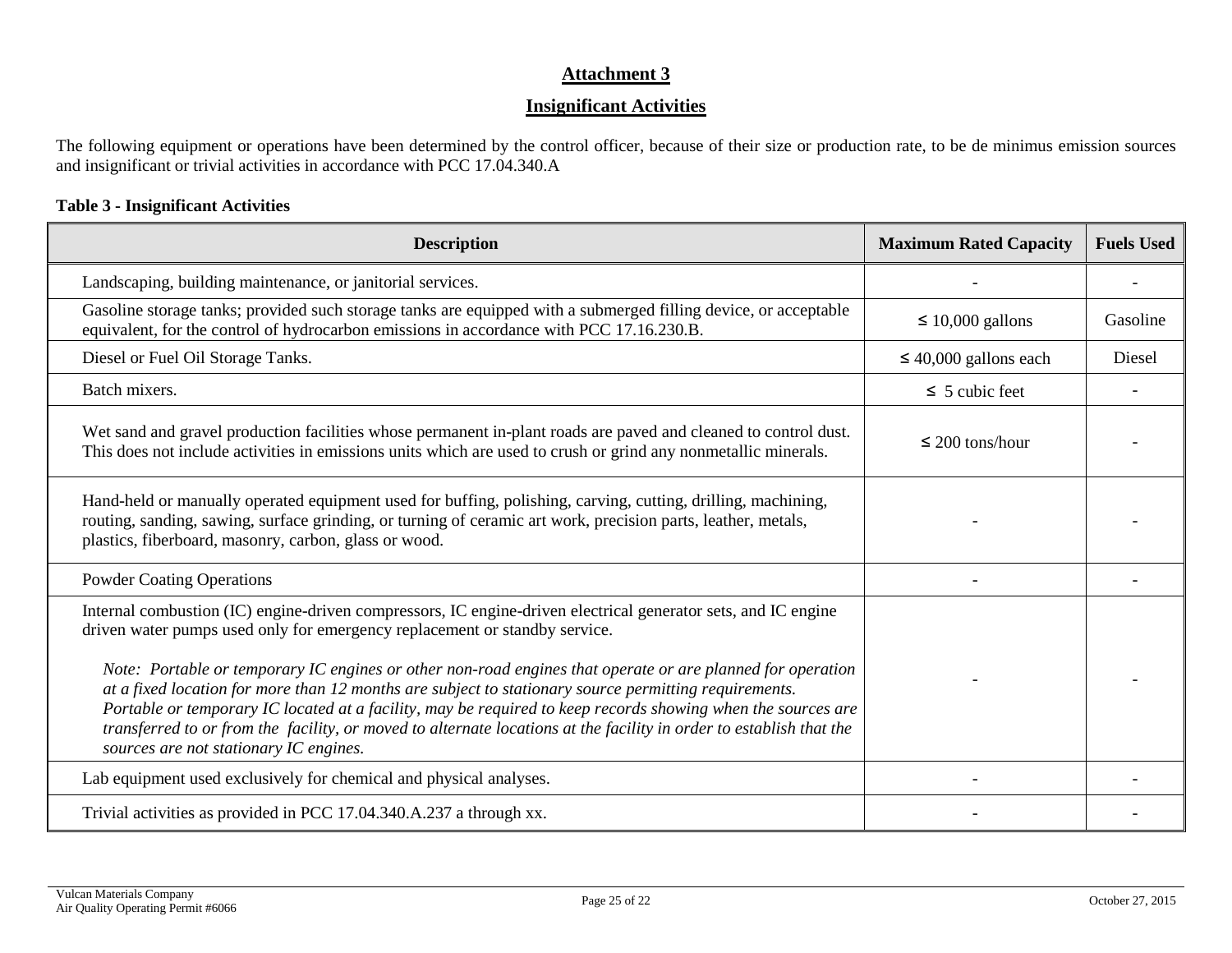# Attachment 3

## Insignificant Activities

The following equipment or operations have been determined by the control officer, because of their size or production rate, to be de minimus emission sources and insignificant or trivial activities in accordance with PCC 17.04.340.A

**Table 3 - Insignificant Activities**

| Description | Maximum Rated Capacity | Fuels Used |
|---|---|---|
| Landscaping, building maintenance, or janitorial services. | - | - |
| Gasoline storage tanks; provided such storage tanks are equipped with a submerged filling device, or acceptable equivalent, for the control of hydrocarbon emissions in accordance with PCC 17.16.230.B. | ≤ 10,000 gallons | Gasoline |
| Diesel or Fuel Oil Storage Tanks. | ≤ 40,000 gallons each | Diesel |
| Batch mixers. | ≤ 5 cubic feet | - |
| Wet sand and gravel production facilities whose permanent in-plant roads are paved and cleaned to control dust. This does not include activities in emissions units which are used to crush or grind any nonmetallic minerals. | ≤ 200 tons/hour | - |
| Hand-held or manually operated equipment used for buffing, polishing, carving, cutting, drilling, machining, routing, sanding, sawing, surface grinding, or turning of ceramic art work, precision parts, leather, metals, plastics, fiberboard, masonry, carbon, glass or wood. | - | - |
| Powder Coating Operations | - | - |
| Internal combustion (IC) engine-driven compressors, IC engine-driven electrical generator sets, and IC engine driven water pumps used only for emergency replacement or standby service.<br><br>*Note: Portable or temporary IC engines or other non-road engines that operate or are planned for operation at a fixed location for more than 12 months are subject to stationary source permitting requirements. Portable or temporary IC located at a facility, may be required to keep records showing when the sources are transferred to or from the facility, or moved to alternate locations at the facility in order to establish that the sources are not stationary IC engines.* | - | - |
| Lab equipment used exclusively for chemical and physical analyses. | - | - |
| Trivial activities as provided in PCC 17.04.340.A.237 a through xx. | - | - |